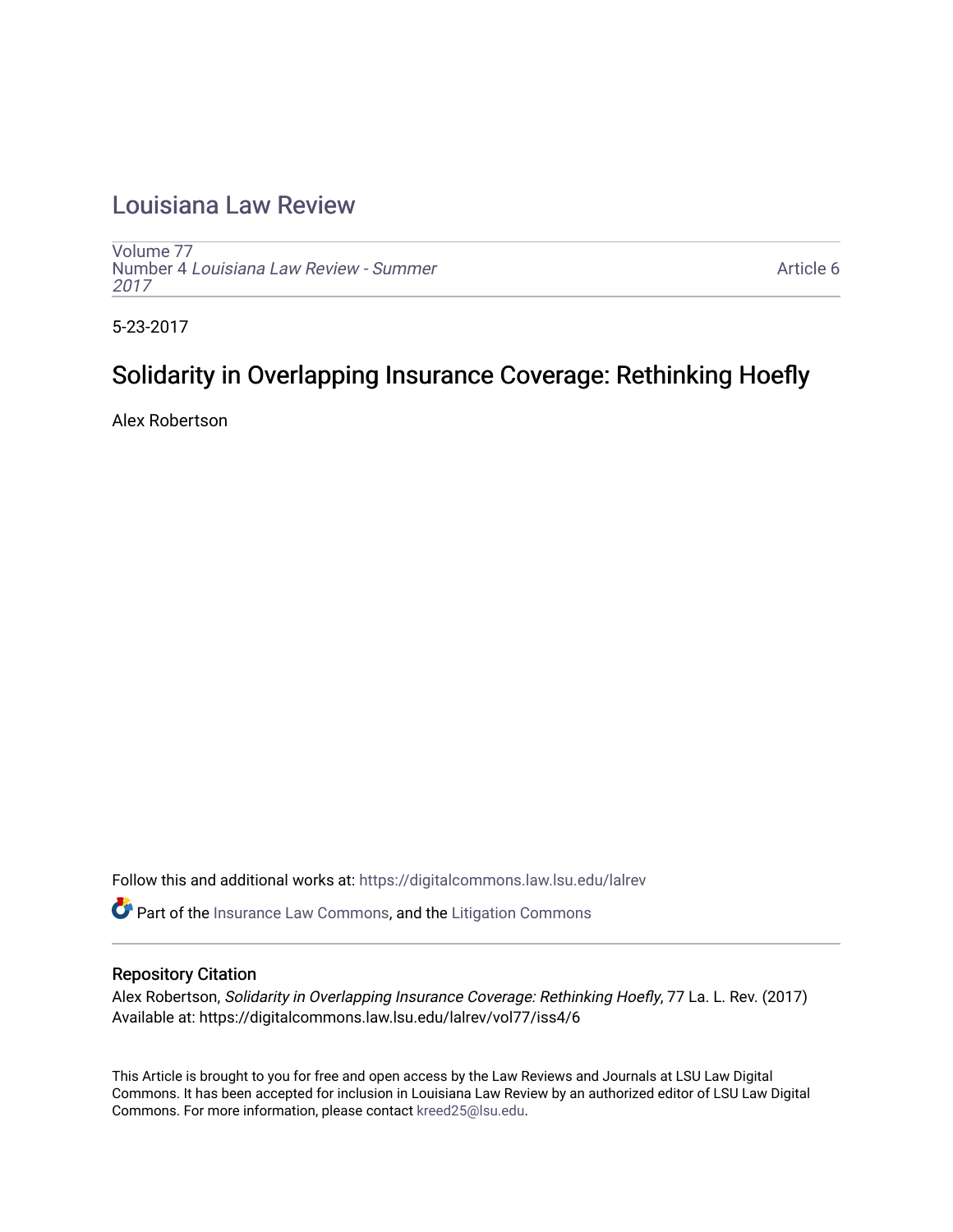# Louisiana Law Review

Volume 77
Number 4 *Louisiana Law Review - Summer 2017*

Article 6

5-23-2017

## Solidarity in Overlapping Insurance Coverage: Rethinking Hoefly

Alex Robertson

Follow this and additional works at: https://digitalcommons.law.lsu.edu/lalrev

Part of the Insurance Law Commons, and the Litigation Commons

### Repository Citation

Alex Robertson, *Solidarity in Overlapping Insurance Coverage: Rethinking Hoefly*, 77 La. L. Rev. (2017)
Available at: https://digitalcommons.law.lsu.edu/lalrev/vol77/iss4/6

This Article is brought to you for free and open access by the Law Reviews and Journals at LSU Law Digital Commons. It has been accepted for inclusion in Louisiana Law Review by an authorized editor of LSU Law Digital Commons. For more information, please contact kreed25@lsu.edu.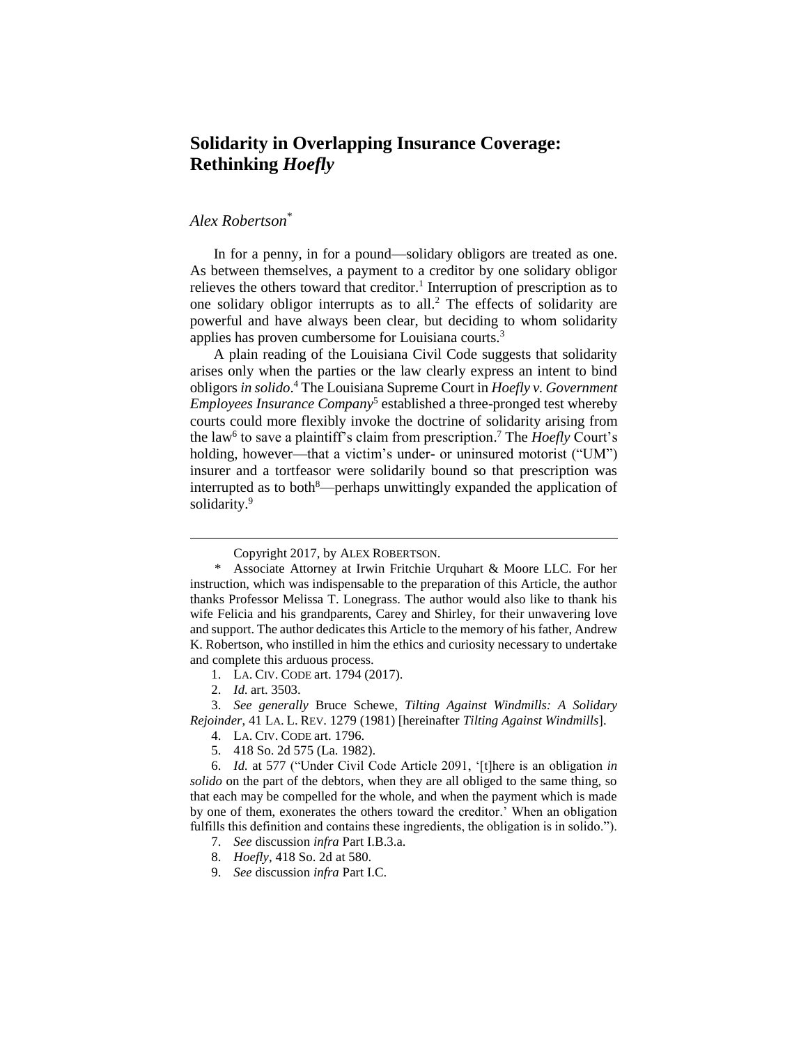# Solidarity in Overlapping Insurance Coverage: Rethinking *Hoefly*

*Alex Robertson*[*]

In for a penny, in for a pound—solidary obligors are treated as one. As between themselves, a payment to a creditor by one solidary obligor relieves the others toward that creditor.[1] Interruption of prescription as to one solidary obligor interrupts as to all.[2] The effects of solidarity are powerful and have always been clear, but deciding to whom solidarity applies has proven cumbersome for Louisiana courts.[3]

A plain reading of the Louisiana Civil Code suggests that solidarity arises only when the parties or the law clearly express an intent to bind obligors *in solido*.[4] The Louisiana Supreme Court in *Hoefly v. Government Employees Insurance Company*[5] established a three-pronged test whereby courts could more flexibly invoke the doctrine of solidarity arising from the law[6] to save a plaintiff's claim from prescription.[7] The *Hoefly* Court's holding, however—that a victim's under- or uninsured motorist ("UM") insurer and a tortfeasor were solidarily bound so that prescription was interrupted as to both[8]—perhaps unwittingly expanded the application of solidarity.[9]

---

Copyright 2017, by ALEX ROBERTSON.

\* Associate Attorney at Irwin Fritchie Urquhart & Moore LLC. For her instruction, which was indispensable to the preparation of this Article, the author thanks Professor Melissa T. Lonegrass. The author would also like to thank his wife Felicia and his grandparents, Carey and Shirley, for their unwavering love and support. The author dedicates this Article to the memory of his father, Andrew K. Robertson, who instilled in him the ethics and curiosity necessary to undertake and complete this arduous process.

1. LA. CIV. CODE art. 1794 (2017).

2. *Id.* art. 3503.

3. *See generally* Bruce Schewe, *Tilting Against Windmills: A Solidary Rejoinder*, 41 LA. L. REV. 1279 (1981) [hereinafter *Tilting Against Windmills*].

4. LA. CIV. CODE art. 1796.

5. 418 So. 2d 575 (La. 1982).

6. *Id.* at 577 ("Under Civil Code Article 2091, '[t]here is an obligation *in solido* on the part of the debtors, when they are all obliged to the same thing, so that each may be compelled for the whole, and when the payment which is made by one of them, exonerates the others toward the creditor.' When an obligation fulfills this definition and contains these ingredients, the obligation is in solido.").

7. *See* discussion *infra* Part I.B.3.a.

8. *Hoefly*, 418 So. 2d at 580.

9. *See* discussion *infra* Part I.C.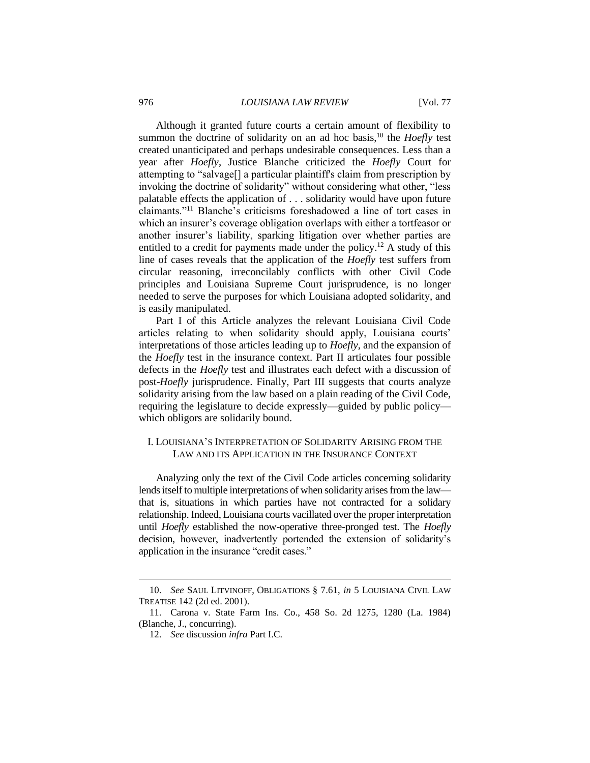Although it granted future courts a certain amount of flexibility to summon the doctrine of solidarity on an ad hoc basis,[10] the *Hoefly* test created unanticipated and perhaps undesirable consequences. Less than a year after *Hoefly*, Justice Blanche criticized the *Hoefly* Court for attempting to "salvage[] a particular plaintiff's claim from prescription by invoking the doctrine of solidarity" without considering what other, "less palatable effects the application of . . . solidarity would have upon future claimants."[11] Blanche's criticisms foreshadowed a line of tort cases in which an insurer's coverage obligation overlaps with either a tortfeasor or another insurer's liability, sparking litigation over whether parties are entitled to a credit for payments made under the policy.[12] A study of this line of cases reveals that the application of the *Hoefly* test suffers from circular reasoning, irreconcilably conflicts with other Civil Code principles and Louisiana Supreme Court jurisprudence, is no longer needed to serve the purposes for which Louisiana adopted solidarity, and is easily manipulated.

Part I of this Article analyzes the relevant Louisiana Civil Code articles relating to when solidarity should apply, Louisiana courts' interpretations of those articles leading up to *Hoefly*, and the expansion of the *Hoefly* test in the insurance context. Part II articulates four possible defects in the *Hoefly* test and illustrates each defect with a discussion of post-*Hoefly* jurisprudence. Finally, Part III suggests that courts analyze solidarity arising from the law based on a plain reading of the Civil Code, requiring the legislature to decide expressly—guided by public policy—which obligors are solidarily bound.

## I. LOUISIANA'S INTERPRETATION OF SOLIDARITY ARISING FROM THE LAW AND ITS APPLICATION IN THE INSURANCE CONTEXT

Analyzing only the text of the Civil Code articles concerning solidarity lends itself to multiple interpretations of when solidarity arises from the law—that is, situations in which parties have not contracted for a solidary relationship. Indeed, Louisiana courts vacillated over the proper interpretation until *Hoefly* established the now-operative three-pronged test. The *Hoefly* decision, however, inadvertently portended the extension of solidarity's application in the insurance "credit cases."

---

10. *See* SAUL LITVINOFF, OBLIGATIONS § 7.61, *in* 5 LOUISIANA CIVIL LAW TREATISE 142 (2d ed. 2001).

11. Carona v. State Farm Ins. Co., 458 So. 2d 1275, 1280 (La. 1984) (Blanche, J., concurring).

12. *See* discussion *infra* Part I.C.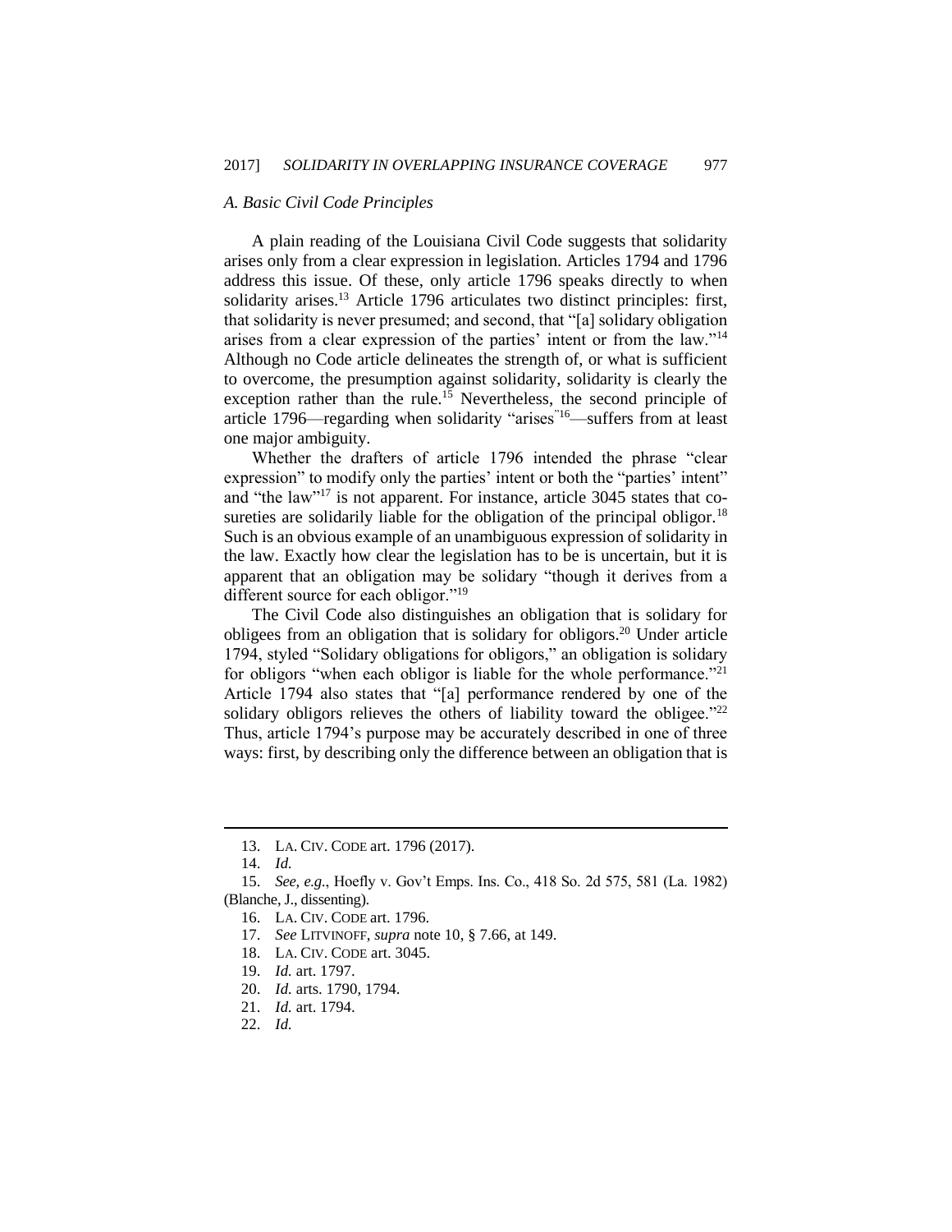### *A. Basic Civil Code Principles*

A plain reading of the Louisiana Civil Code suggests that solidarity arises only from a clear expression in legislation. Articles 1794 and 1796 address this issue. Of these, only article 1796 speaks directly to when solidarity arises.[13] Article 1796 articulates two distinct principles: first, that solidarity is never presumed; and second, that "[a] solidary obligation arises from a clear expression of the parties' intent or from the law."[14] Although no Code article delineates the strength of, or what is sufficient to overcome, the presumption against solidarity, solidarity is clearly the exception rather than the rule.[15] Nevertheless, the second principle of article 1796—regarding when solidarity "arises"[16]—suffers from at least one major ambiguity.

Whether the drafters of article 1796 intended the phrase "clear expression" to modify only the parties' intent or both the "parties' intent" and "the law"[17] is not apparent. For instance, article 3045 states that co-sureties are solidarily liable for the obligation of the principal obligor.[18] Such is an obvious example of an unambiguous expression of solidarity in the law. Exactly how clear the legislation has to be is uncertain, but it is apparent that an obligation may be solidary "though it derives from a different source for each obligor."[19]

The Civil Code also distinguishes an obligation that is solidary for obligees from an obligation that is solidary for obligors.[20] Under article 1794, styled "Solidary obligations for obligors," an obligation is solidary for obligors "when each obligor is liable for the whole performance."[21] Article 1794 also states that "[a] performance rendered by one of the solidary obligors relieves the others of liability toward the obligee."[22] Thus, article 1794's purpose may be accurately described in one of three ways: first, by describing only the difference between an obligation that is

---

13. LA. CIV. CODE art. 1796 (2017).

14. *Id.*

15. *See, e.g.*, Hoefly v. Gov't Emps. Ins. Co., 418 So. 2d 575, 581 (La. 1982) (Blanche, J., dissenting).

16. LA. CIV. CODE art. 1796.

17. *See* LITVINOFF, *supra* note 10, § 7.66, at 149.

18. LA. CIV. CODE art. 3045.

19. *Id.* art. 1797.

20. *Id.* arts. 1790, 1794.

21. *Id.* art. 1794.

22. *Id.*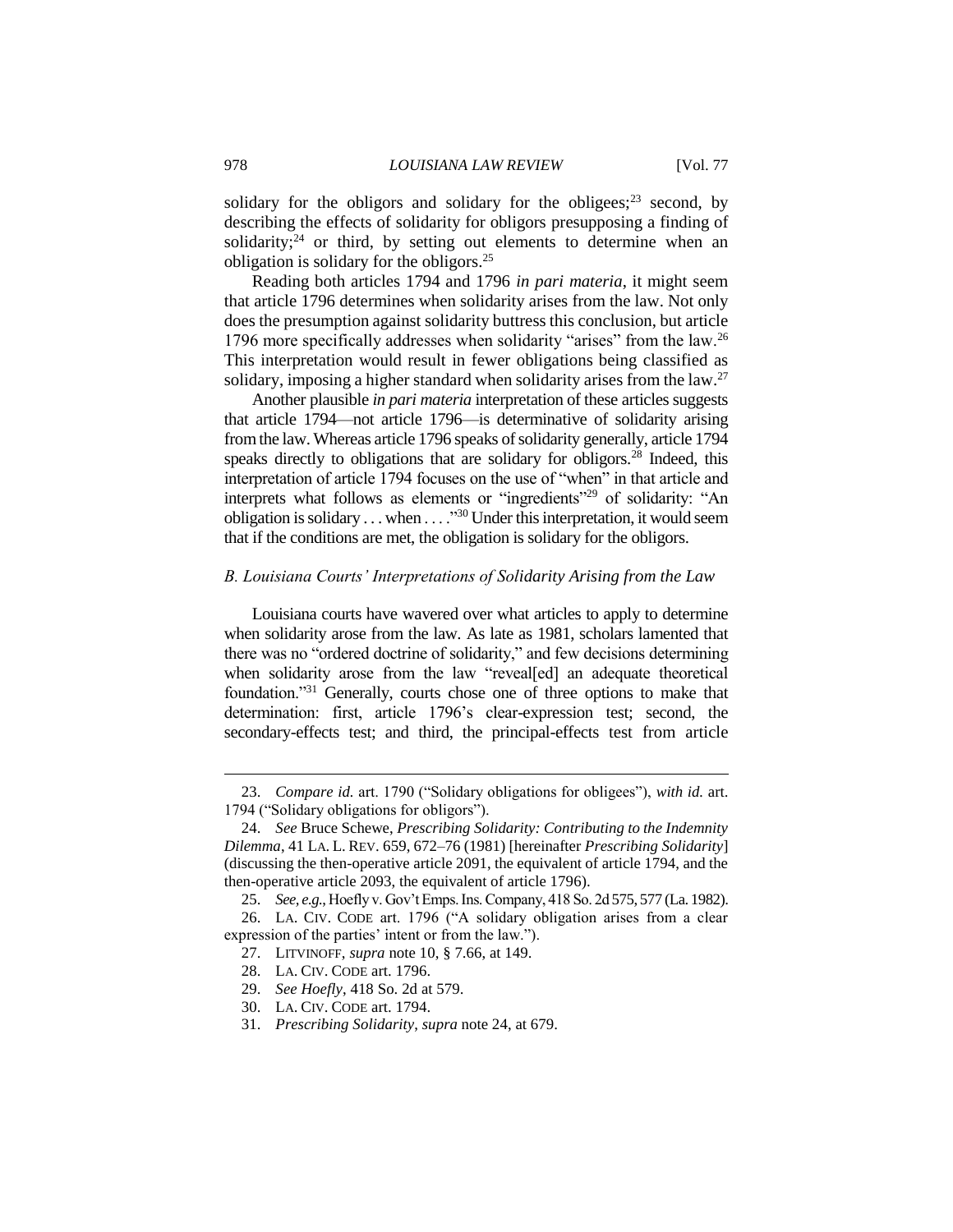solidary for the obligors and solidary for the obligees;[23] second, by describing the effects of solidarity for obligors presupposing a finding of solidarity;[24] or third, by setting out elements to determine when an obligation is solidary for the obligors.[25]

Reading both articles 1794 and 1796 *in pari materia*, it might seem that article 1796 determines when solidarity arises from the law. Not only does the presumption against solidarity buttress this conclusion, but article 1796 more specifically addresses when solidarity "arises" from the law.[26] This interpretation would result in fewer obligations being classified as solidary, imposing a higher standard when solidarity arises from the law.[27]

Another plausible *in pari materia* interpretation of these articles suggests that article 1794—not article 1796—is determinative of solidarity arising from the law. Whereas article 1796 speaks of solidarity generally, article 1794 speaks directly to obligations that are solidary for obligors.[28] Indeed, this interpretation of article 1794 focuses on the use of "when" in that article and interprets what follows as elements or "ingredients"[29] of solidarity: "An obligation is solidary . . . when . . . ."[30] Under this interpretation, it would seem that if the conditions are met, the obligation is solidary for the obligors.

### *B. Louisiana Courts' Interpretations of Solidarity Arising from the Law*

Louisiana courts have wavered over what articles to apply to determine when solidarity arose from the law. As late as 1981, scholars lamented that there was no "ordered doctrine of solidarity," and few decisions determining when solidarity arose from the law "reveal[ed] an adequate theoretical foundation."[31] Generally, courts chose one of three options to make that determination: first, article 1796's clear-expression test; second, the secondary-effects test; and third, the principal-effects test from article

---

23. *Compare id.* art. 1790 ("Solidary obligations for obligees"), *with id.* art. 1794 ("Solidary obligations for obligors").

24. *See* Bruce Schewe, *Prescribing Solidarity: Contributing to the Indemnity Dilemma*, 41 LA. L. REV. 659, 672–76 (1981) [hereinafter *Prescribing Solidarity*] (discussing the then-operative article 2091, the equivalent of article 1794, and the then-operative article 2093, the equivalent of article 1796).

25. *See, e.g.*, Hoefly v. Gov't Emps. Ins. Company, 418 So. 2d 575, 577 (La. 1982).

26. LA. CIV. CODE art. 1796 ("A solidary obligation arises from a clear expression of the parties' intent or from the law.").

27. LITVINOFF, *supra* note 10, § 7.66, at 149.

28. LA. CIV. CODE art. 1796.

29. *See Hoefly*, 418 So. 2d at 579.

30. LA. CIV. CODE art. 1794.

31. *Prescribing Solidarity*, *supra* note 24, at 679.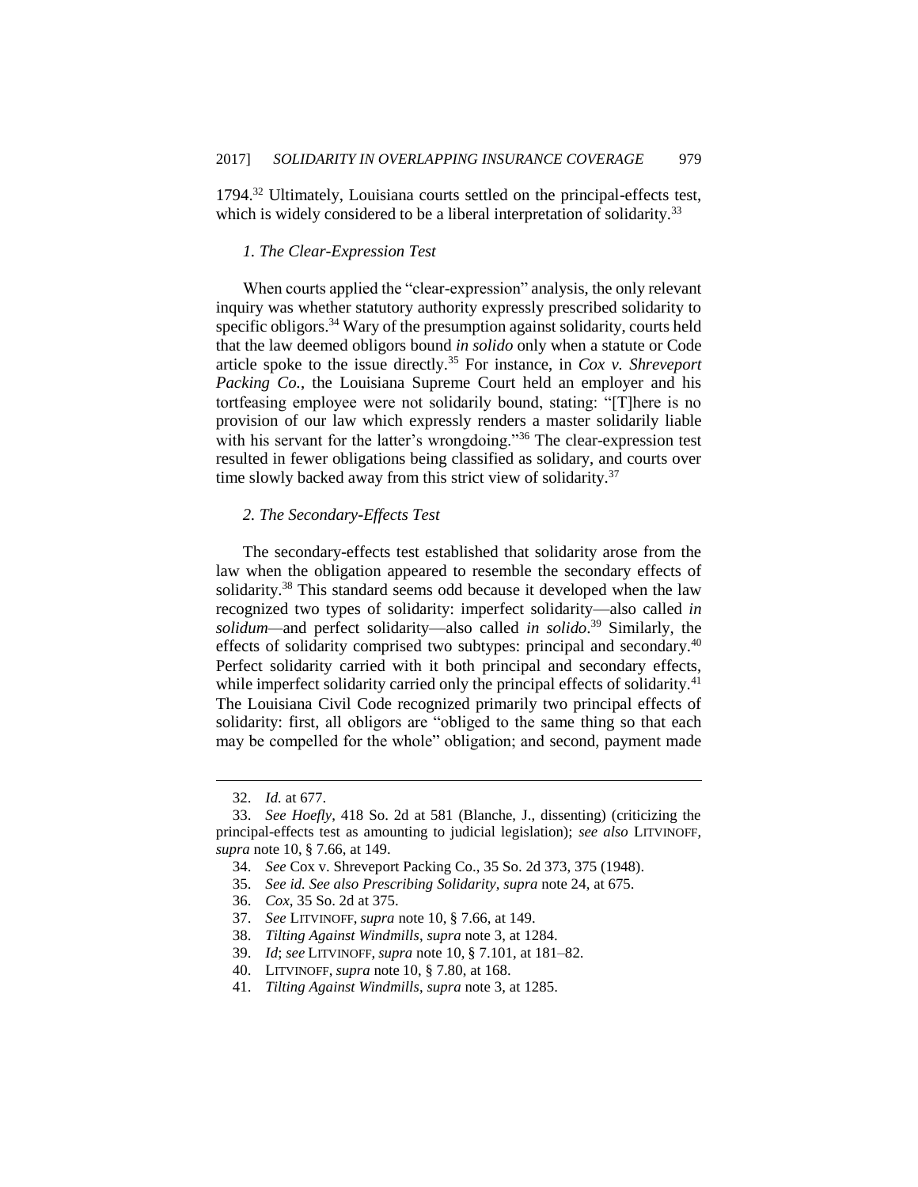1794.[32] Ultimately, Louisiana courts settled on the principal-effects test, which is widely considered to be a liberal interpretation of solidarity.[33]

### *1. The Clear-Expression Test*

When courts applied the "clear-expression" analysis, the only relevant inquiry was whether statutory authority expressly prescribed solidarity to specific obligors.[34] Wary of the presumption against solidarity, courts held that the law deemed obligors bound *in solido* only when a statute or Code article spoke to the issue directly.[35] For instance, in *Cox v. Shreveport Packing Co.*, the Louisiana Supreme Court held an employer and his tortfeasing employee were not solidarily bound, stating: "[T]here is no provision of our law which expressly renders a master solidarily liable with his servant for the latter's wrongdoing."[36] The clear-expression test resulted in fewer obligations being classified as solidary, and courts over time slowly backed away from this strict view of solidarity.[37]

### *2. The Secondary-Effects Test*

The secondary-effects test established that solidarity arose from the law when the obligation appeared to resemble the secondary effects of solidarity.[38] This standard seems odd because it developed when the law recognized two types of solidarity: imperfect solidarity—also called *in solidum*—and perfect solidarity—also called *in solido*.[39] Similarly, the effects of solidarity comprised two subtypes: principal and secondary.[40] Perfect solidarity carried with it both principal and secondary effects, while imperfect solidarity carried only the principal effects of solidarity.[41] The Louisiana Civil Code recognized primarily two principal effects of solidarity: first, all obligors are "obliged to the same thing so that each may be compelled for the whole" obligation; and second, payment made

---

32. *Id.* at 677.

33. *See Hoefly*, 418 So. 2d at 581 (Blanche, J., dissenting) (criticizing the principal-effects test as amounting to judicial legislation); *see also* LITVINOFF, *supra* note 10, § 7.66, at 149.

34. *See* Cox v. Shreveport Packing Co., 35 So. 2d 373, 375 (1948).

35. *See id. See also Prescribing Solidarity*, *supra* note 24, at 675.

36. *Cox*, 35 So. 2d at 375.

37. *See* LITVINOFF, *supra* note 10, § 7.66, at 149.

38. *Tilting Against Windmills*, *supra* note 3, at 1284.

39. *Id*; *see* LITVINOFF, *supra* note 10, § 7.101, at 181–82.

40. LITVINOFF, *supra* note 10, § 7.80, at 168.

41. *Tilting Against Windmills*, *supra* note 3, at 1285.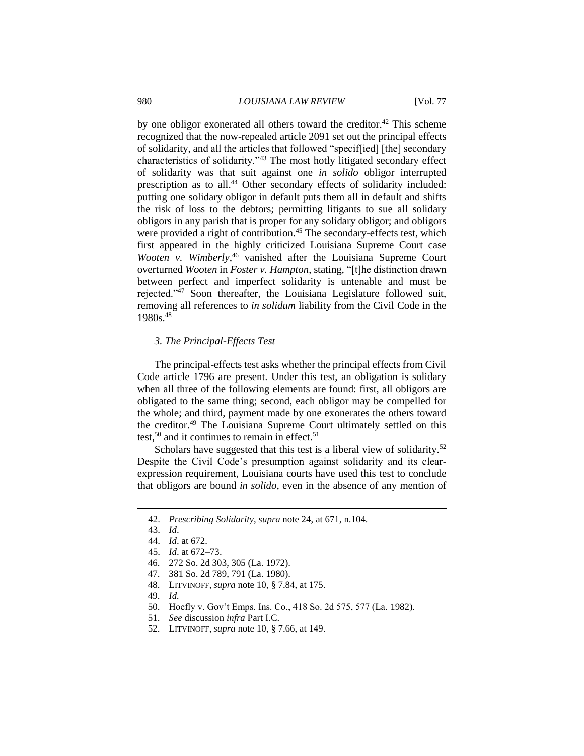by one obligor exonerated all others toward the creditor.[42] This scheme recognized that the now-repealed article 2091 set out the principal effects of solidarity, and all the articles that followed "specif[ied] [the] secondary characteristics of solidarity."[43] The most hotly litigated secondary effect of solidarity was that suit against one *in solido* obligor interrupted prescription as to all.[44] Other secondary effects of solidarity included: putting one solidary obligor in default puts them all in default and shifts the risk of loss to the debtors; permitting litigants to sue all solidary obligors in any parish that is proper for any solidary obligor; and obligors were provided a right of contribution.[45] The secondary-effects test, which first appeared in the highly criticized Louisiana Supreme Court case *Wooten v. Wimberly*,[46] vanished after the Louisiana Supreme Court overturned *Wooten* in *Foster v. Hampton*, stating, "[t]he distinction drawn between perfect and imperfect solidarity is untenable and must be rejected."[47] Soon thereafter, the Louisiana Legislature followed suit, removing all references to *in solidum* liability from the Civil Code in the 1980s.[48]

### *3. The Principal-Effects Test*

The principal-effects test asks whether the principal effects from Civil Code article 1796 are present. Under this test, an obligation is solidary when all three of the following elements are found: first, all obligors are obligated to the same thing; second, each obligor may be compelled for the whole; and third, payment made by one exonerates the others toward the creditor.[49] The Louisiana Supreme Court ultimately settled on this test,[50] and it continues to remain in effect.[51]

Scholars have suggested that this test is a liberal view of solidarity.[52] Despite the Civil Code's presumption against solidarity and its clear-expression requirement, Louisiana courts have used this test to conclude that obligors are bound *in solido*, even in the absence of any mention of

---

42. *Prescribing Solidarity*, *supra* note 24, at 671, n.104.
43. *Id*.
44. *Id*. at 672.
45. *Id*. at 672–73.
46. 272 So. 2d 303, 305 (La. 1972).
47. 381 So. 2d 789, 791 (La. 1980).
48. LITVINOFF, *supra* note 10, § 7.84, at 175.
49. *Id.*
50. Hoefly v. Gov't Emps. Ins. Co., 418 So. 2d 575, 577 (La. 1982).
51. *See* discussion *infra* Part I.C.
52. LITVINOFF, *supra* note 10, § 7.66, at 149.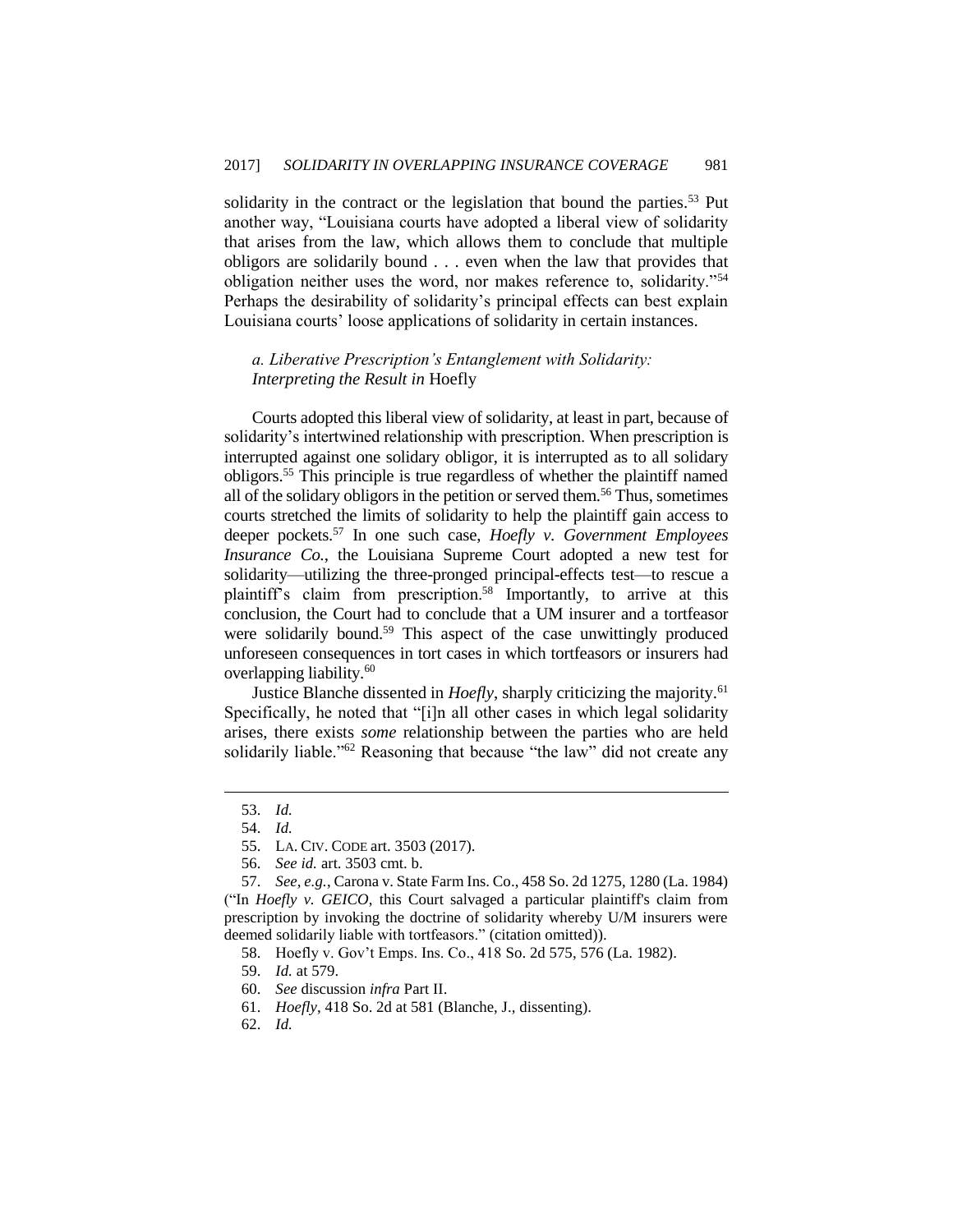solidarity in the contract or the legislation that bound the parties.[53] Put another way, "Louisiana courts have adopted a liberal view of solidarity that arises from the law, which allows them to conclude that multiple obligors are solidarily bound . . . even when the law that provides that obligation neither uses the word, nor makes reference to, solidarity."[54] Perhaps the desirability of solidarity's principal effects can best explain Louisiana courts' loose applications of solidarity in certain instances.

#### *a. Liberative Prescription's Entanglement with Solidarity: Interpreting the Result in* Hoefly

Courts adopted this liberal view of solidarity, at least in part, because of solidarity's intertwined relationship with prescription. When prescription is interrupted against one solidary obligor, it is interrupted as to all solidary obligors.[55] This principle is true regardless of whether the plaintiff named all of the solidary obligors in the petition or served them.[56] Thus, sometimes courts stretched the limits of solidarity to help the plaintiff gain access to deeper pockets.[57] In one such case, *Hoefly v. Government Employees Insurance Co.*, the Louisiana Supreme Court adopted a new test for solidarity—utilizing the three-pronged principal-effects test—to rescue a plaintiff's claim from prescription.[58] Importantly, to arrive at this conclusion, the Court had to conclude that a UM insurer and a tortfeasor were solidarily bound.[59] This aspect of the case unwittingly produced unforeseen consequences in tort cases in which tortfeasors or insurers had overlapping liability.[60]

Justice Blanche dissented in *Hoefly*, sharply criticizing the majority.[61] Specifically, he noted that "[i]n all other cases in which legal solidarity arises, there exists *some* relationship between the parties who are held solidarily liable."[62] Reasoning that because "the law" did not create any

---

53. *Id.*

54. *Id.*

55. LA. CIV. CODE art. 3503 (2017).

56. *See id.* art. 3503 cmt. b.

57. *See, e.g.*, Carona v. State Farm Ins. Co., 458 So. 2d 1275, 1280 (La. 1984) ("In *Hoefly v. GEICO*, this Court salvaged a particular plaintiff's claim from prescription by invoking the doctrine of solidarity whereby U/M insurers were deemed solidarily liable with tortfeasors." (citation omitted)).

58. Hoefly v. Gov't Emps. Ins. Co., 418 So. 2d 575, 576 (La. 1982).

59. *Id.* at 579.

60. *See* discussion *infra* Part II.

61. *Hoefly*, 418 So. 2d at 581 (Blanche, J., dissenting).

62. *Id.*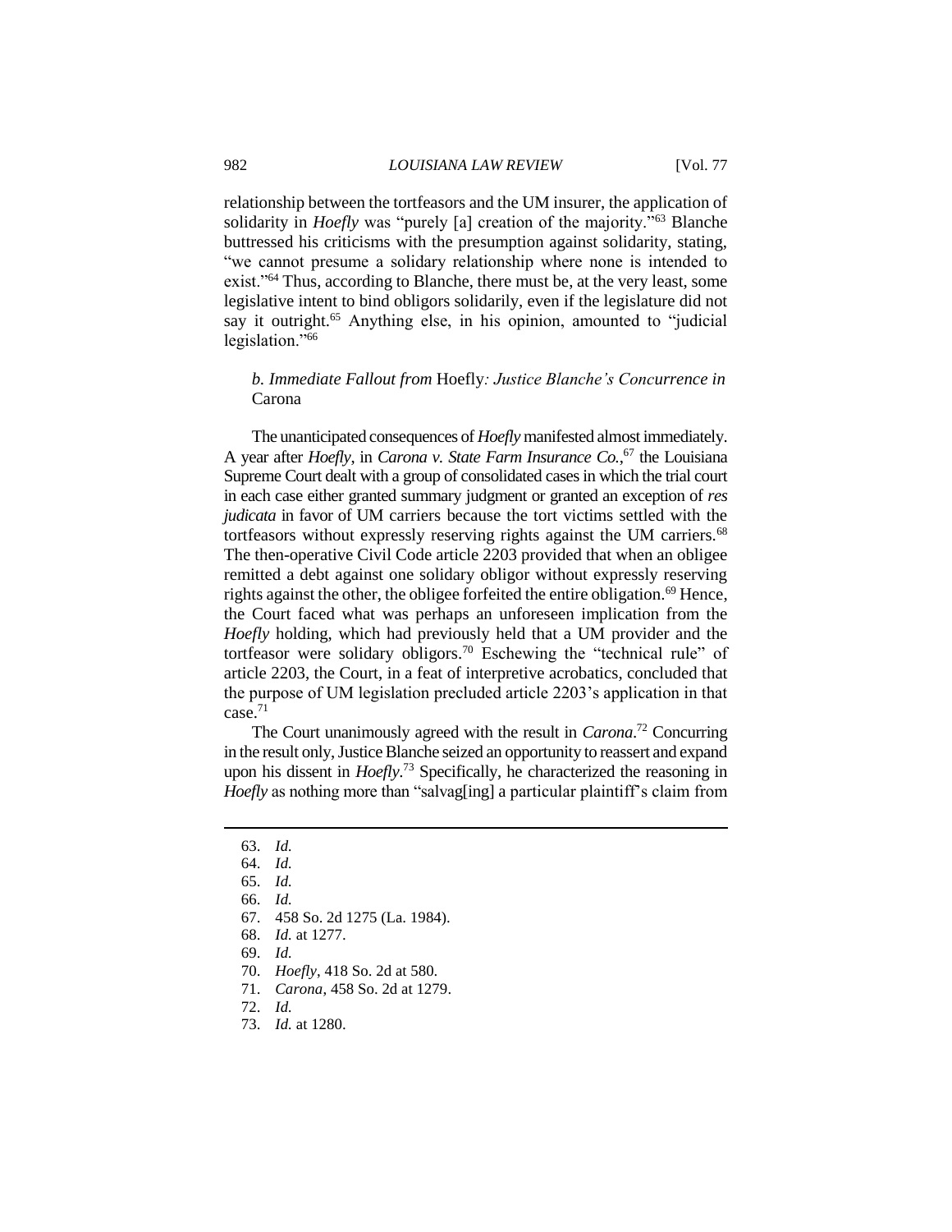relationship between the tortfeasors and the UM insurer, the application of solidarity in *Hoefly* was "purely [a] creation of the majority."[63] Blanche buttressed his criticisms with the presumption against solidarity, stating, "we cannot presume a solidary relationship where none is intended to exist."[64] Thus, according to Blanche, there must be, at the very least, some legislative intent to bind obligors solidarily, even if the legislature did not say it outright.[65] Anything else, in his opinion, amounted to "judicial legislation."[66]

### *b. Immediate Fallout from* Hoefly*: Justice Blanche's Concurrence in* Carona

The unanticipated consequences of *Hoefly* manifested almost immediately. A year after *Hoefly*, in *Carona v. State Farm Insurance Co.*,[67] the Louisiana Supreme Court dealt with a group of consolidated cases in which the trial court in each case either granted summary judgment or granted an exception of *res judicata* in favor of UM carriers because the tort victims settled with the tortfeasors without expressly reserving rights against the UM carriers.[68] The then-operative Civil Code article 2203 provided that when an obligee remitted a debt against one solidary obligor without expressly reserving rights against the other, the obligee forfeited the entire obligation.[69] Hence, the Court faced what was perhaps an unforeseen implication from the *Hoefly* holding, which had previously held that a UM provider and the tortfeasor were solidary obligors.[70] Eschewing the "technical rule" of article 2203, the Court, in a feat of interpretive acrobatics, concluded that the purpose of UM legislation precluded article 2203's application in that case.[71]

The Court unanimously agreed with the result in *Carona*.[72] Concurring in the result only, Justice Blanche seized an opportunity to reassert and expand upon his dissent in *Hoefly*.[73] Specifically, he characterized the reasoning in *Hoefly* as nothing more than "salvag[ing] a particular plaintiff's claim from

---

63. *Id.*
64. *Id.*
65. *Id.*
66. *Id.*
67. 458 So. 2d 1275 (La. 1984).
68. *Id.* at 1277.
69. *Id.*
70. *Hoefly*, 418 So. 2d at 580.
71. *Carona*, 458 So. 2d at 1279.
72. *Id.*
73. *Id.* at 1280.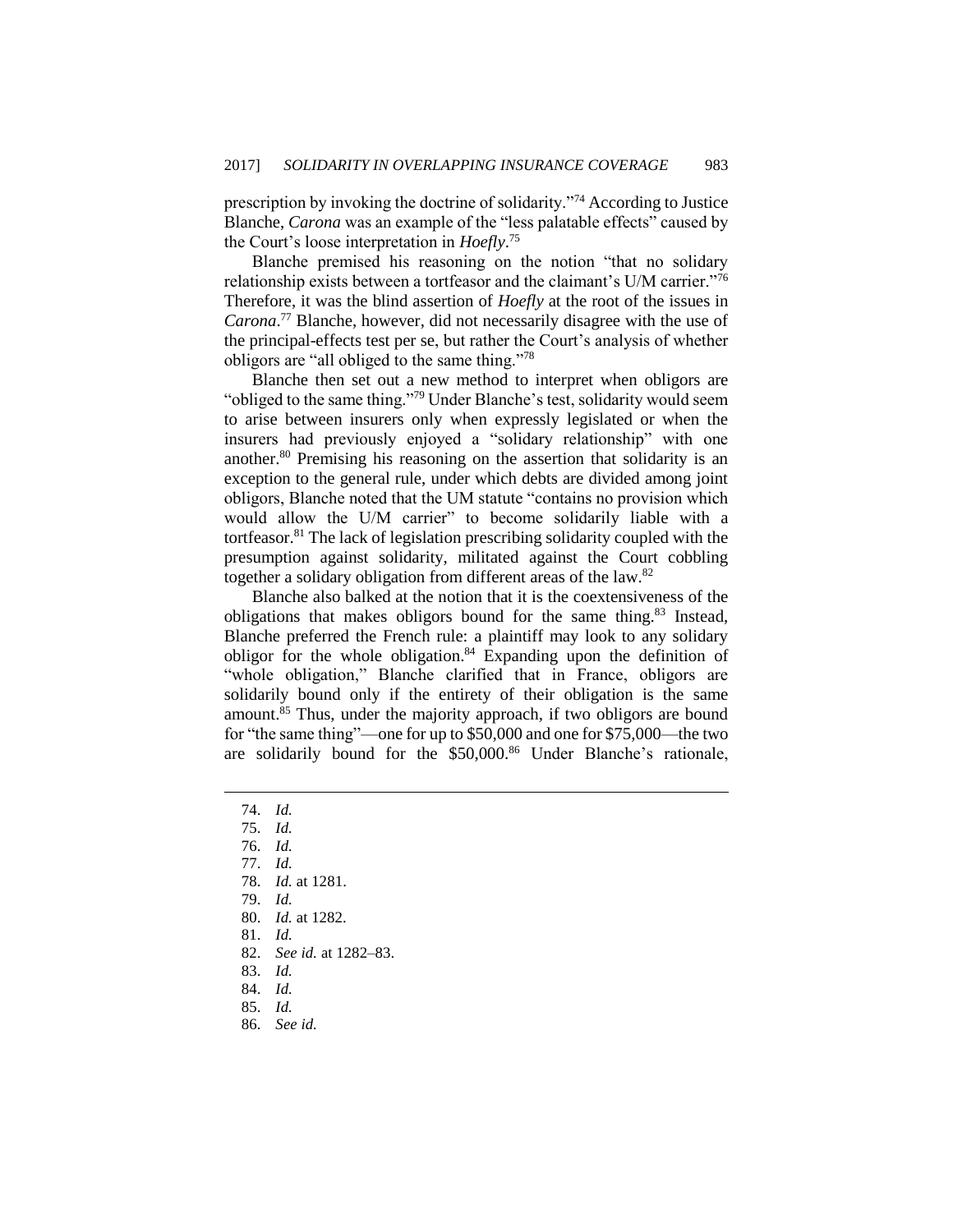prescription by invoking the doctrine of solidarity."[74] According to Justice Blanche, *Carona* was an example of the "less palatable effects" caused by the Court's loose interpretation in *Hoefly*.[75]

Blanche premised his reasoning on the notion "that no solidary relationship exists between a tortfeasor and the claimant's U/M carrier."[76] Therefore, it was the blind assertion of *Hoefly* at the root of the issues in *Carona*.[77] Blanche, however, did not necessarily disagree with the use of the principal-effects test per se, but rather the Court's analysis of whether obligors are "all obliged to the same thing."[78]

Blanche then set out a new method to interpret when obligors are "obliged to the same thing."[79] Under Blanche's test, solidarity would seem to arise between insurers only when expressly legislated or when the insurers had previously enjoyed a "solidary relationship" with one another.[80] Premising his reasoning on the assertion that solidarity is an exception to the general rule, under which debts are divided among joint obligors, Blanche noted that the UM statute "contains no provision which would allow the U/M carrier" to become solidarily liable with a tortfeasor.[81] The lack of legislation prescribing solidarity coupled with the presumption against solidarity, militated against the Court cobbling together a solidary obligation from different areas of the law.[82]

Blanche also balked at the notion that it is the coextensiveness of the obligations that makes obligors bound for the same thing.[83] Instead, Blanche preferred the French rule: a plaintiff may look to any solidary obligor for the whole obligation.[84] Expanding upon the definition of "whole obligation," Blanche clarified that in France, obligors are solidarily bound only if the entirety of their obligation is the same amount.[85] Thus, under the majority approach, if two obligors are bound for "the same thing"—one for up to $50,000 and one for $75,000—the two are solidarily bound for the $50,000.[86] Under Blanche's rationale,

---

74. *Id.*
75. *Id.*
76. *Id.*
77. *Id.*
78. *Id.* at 1281.
79. *Id.*
80. *Id.* at 1282.
81. *Id.*
82. *See id.* at 1282–83.
83. *Id.*
84. *Id.*
85. *Id.*
86. *See id.*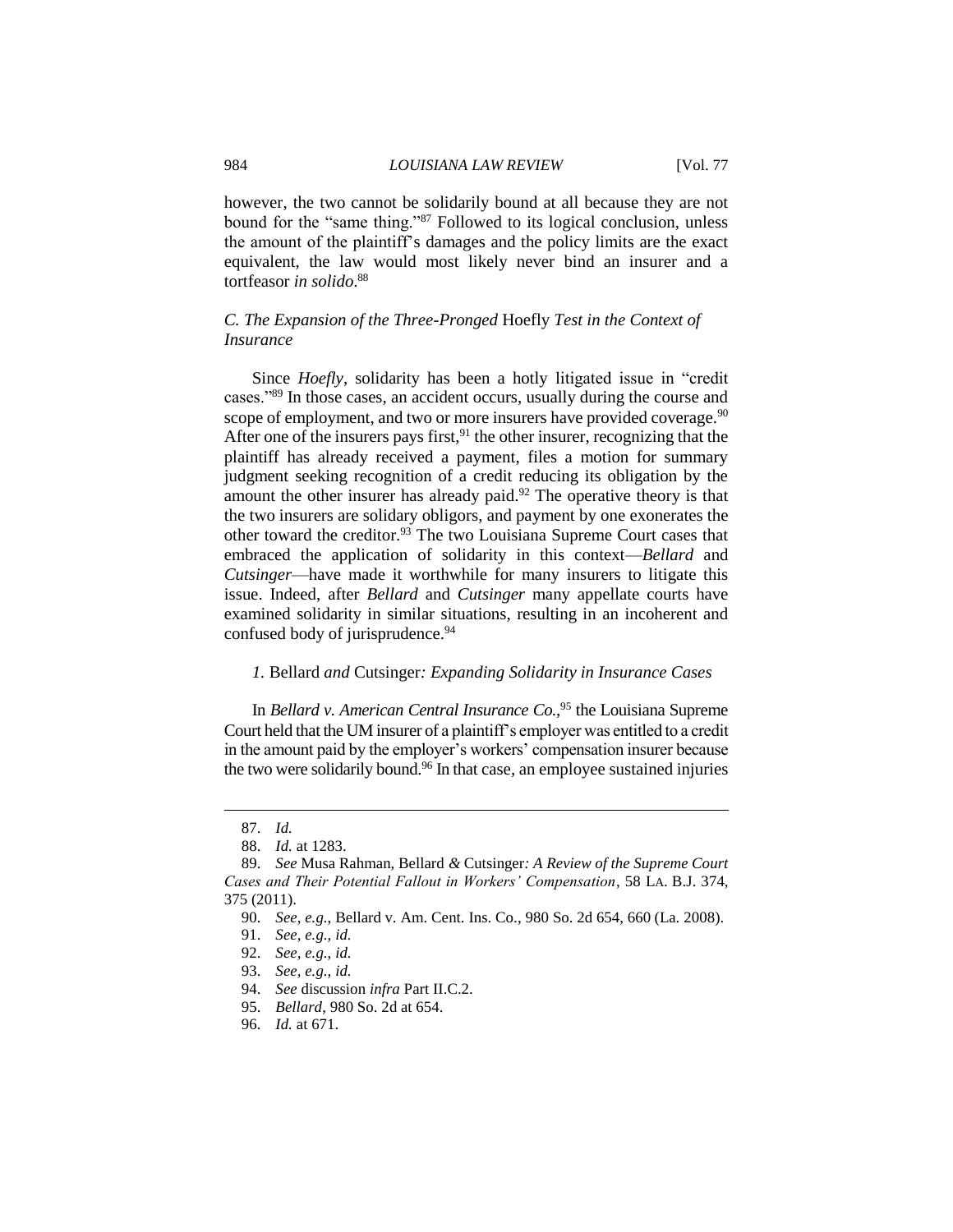however, the two cannot be solidarily bound at all because they are not bound for the "same thing."[87] Followed to its logical conclusion, unless the amount of the plaintiff's damages and the policy limits are the exact equivalent, the law would most likely never bind an insurer and a tortfeasor *in solido*.[88]

### *C. The Expansion of the Three-Pronged* Hoefly *Test in the Context of Insurance*

Since *Hoefly*, solidarity has been a hotly litigated issue in "credit cases."[89] In those cases, an accident occurs, usually during the course and scope of employment, and two or more insurers have provided coverage.[90] After one of the insurers pays first,[91] the other insurer, recognizing that the plaintiff has already received a payment, files a motion for summary judgment seeking recognition of a credit reducing its obligation by the amount the other insurer has already paid.[92] The operative theory is that the two insurers are solidary obligors, and payment by one exonerates the other toward the creditor.[93] The two Louisiana Supreme Court cases that embraced the application of solidarity in this context—*Bellard* and *Cutsinger*—have made it worthwhile for many insurers to litigate this issue. Indeed, after *Bellard* and *Cutsinger* many appellate courts have examined solidarity in similar situations, resulting in an incoherent and confused body of jurisprudence.[94]

#### *1.* Bellard *and* Cutsinger*: Expanding Solidarity in Insurance Cases*

In *Bellard v. American Central Insurance Co.*,[95] the Louisiana Supreme Court held that the UM insurer of a plaintiff's employer was entitled to a credit in the amount paid by the employer's workers' compensation insurer because the two were solidarily bound.[96] In that case, an employee sustained injuries

---

87. *Id.*

88. *Id.* at 1283.

89. *See* Musa Rahman, Bellard *&* Cutsinger*: A Review of the Supreme Court Cases and Their Potential Fallout in Workers' Compensation*, 58 LA. B.J. 374, 375 (2011).

90. *See, e.g.*, Bellard v. Am. Cent. Ins. Co., 980 So. 2d 654, 660 (La. 2008).

91. *See, e.g.*, *id.*

92. *See, e.g.*, *id.*

93. *See, e.g.*, *id.*

94. *See* discussion *infra* Part II.C.2.

95. *Bellard*, 980 So. 2d at 654.

96. *Id.* at 671.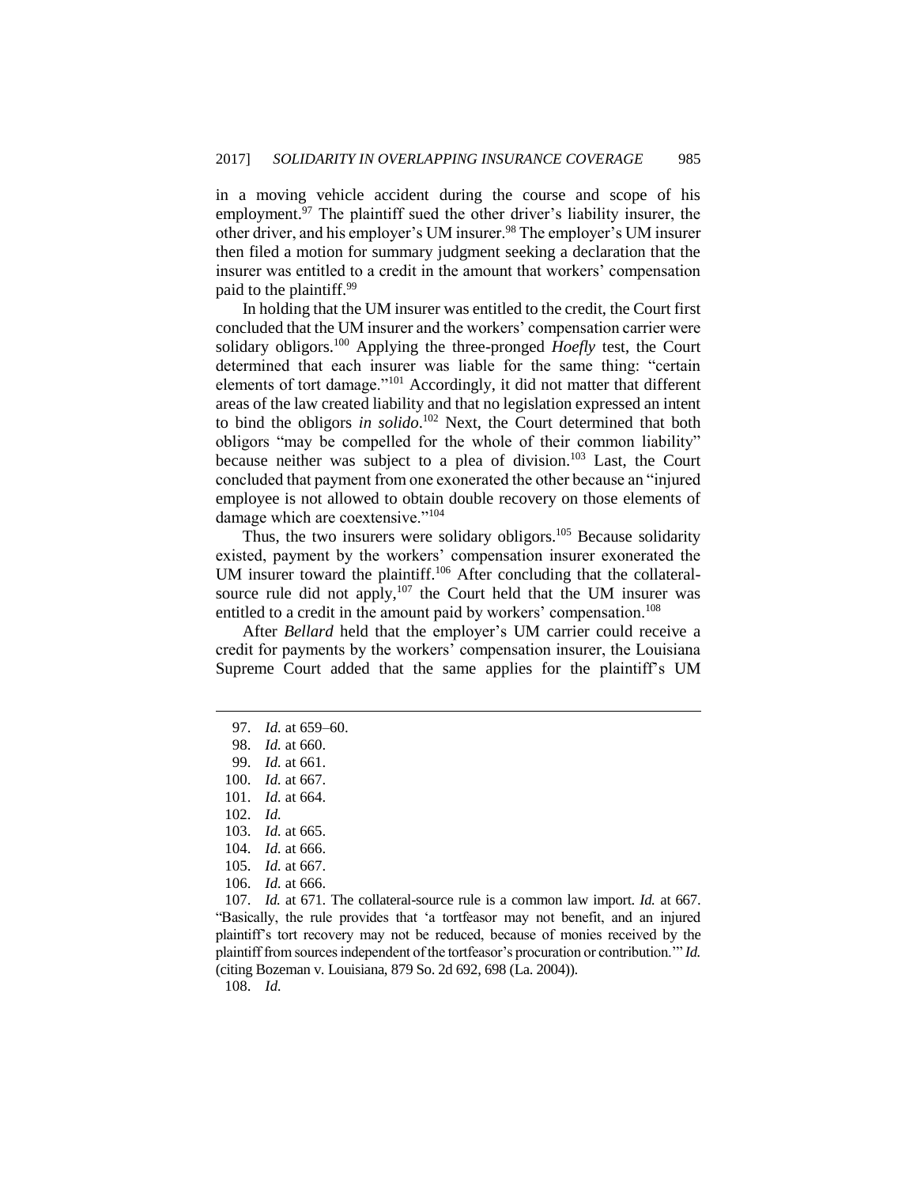in a moving vehicle accident during the course and scope of his employment.[97] The plaintiff sued the other driver's liability insurer, the other driver, and his employer's UM insurer.[98] The employer's UM insurer then filed a motion for summary judgment seeking a declaration that the insurer was entitled to a credit in the amount that workers' compensation paid to the plaintiff.[99]

In holding that the UM insurer was entitled to the credit, the Court first concluded that the UM insurer and the workers' compensation carrier were solidary obligors.[100] Applying the three-pronged *Hoefly* test, the Court determined that each insurer was liable for the same thing: "certain elements of tort damage."[101] Accordingly, it did not matter that different areas of the law created liability and that no legislation expressed an intent to bind the obligors *in solido*.[102] Next, the Court determined that both obligors "may be compelled for the whole of their common liability" because neither was subject to a plea of division.[103] Last, the Court concluded that payment from one exonerated the other because an "injured employee is not allowed to obtain double recovery on those elements of damage which are coextensive."[104]

Thus, the two insurers were solidary obligors.[105] Because solidarity existed, payment by the workers' compensation insurer exonerated the UM insurer toward the plaintiff.[106] After concluding that the collateral-source rule did not apply,[107] the Court held that the UM insurer was entitled to a credit in the amount paid by workers' compensation.[108]

After *Bellard* held that the employer's UM carrier could receive a credit for payments by the workers' compensation insurer, the Louisiana Supreme Court added that the same applies for the plaintiff's UM

---

97. *Id.* at 659–60.

98. *Id.* at 660.

99. *Id.* at 661.

100. *Id.* at 667.

101. *Id.* at 664.

102. *Id.*

103. *Id.* at 665.

104. *Id.* at 666.

105. *Id.* at 667.

106. *Id.* at 666.

107. *Id.* at 671. The collateral-source rule is a common law import. *Id.* at 667. "Basically, the rule provides that 'a tortfeasor may not benefit, and an injured plaintiff's tort recovery may not be reduced, because of monies received by the plaintiff from sources independent of the tortfeasor's procuration or contribution.'" *Id.* (citing Bozeman v. Louisiana, 879 So. 2d 692, 698 (La. 2004)).

108. *Id.*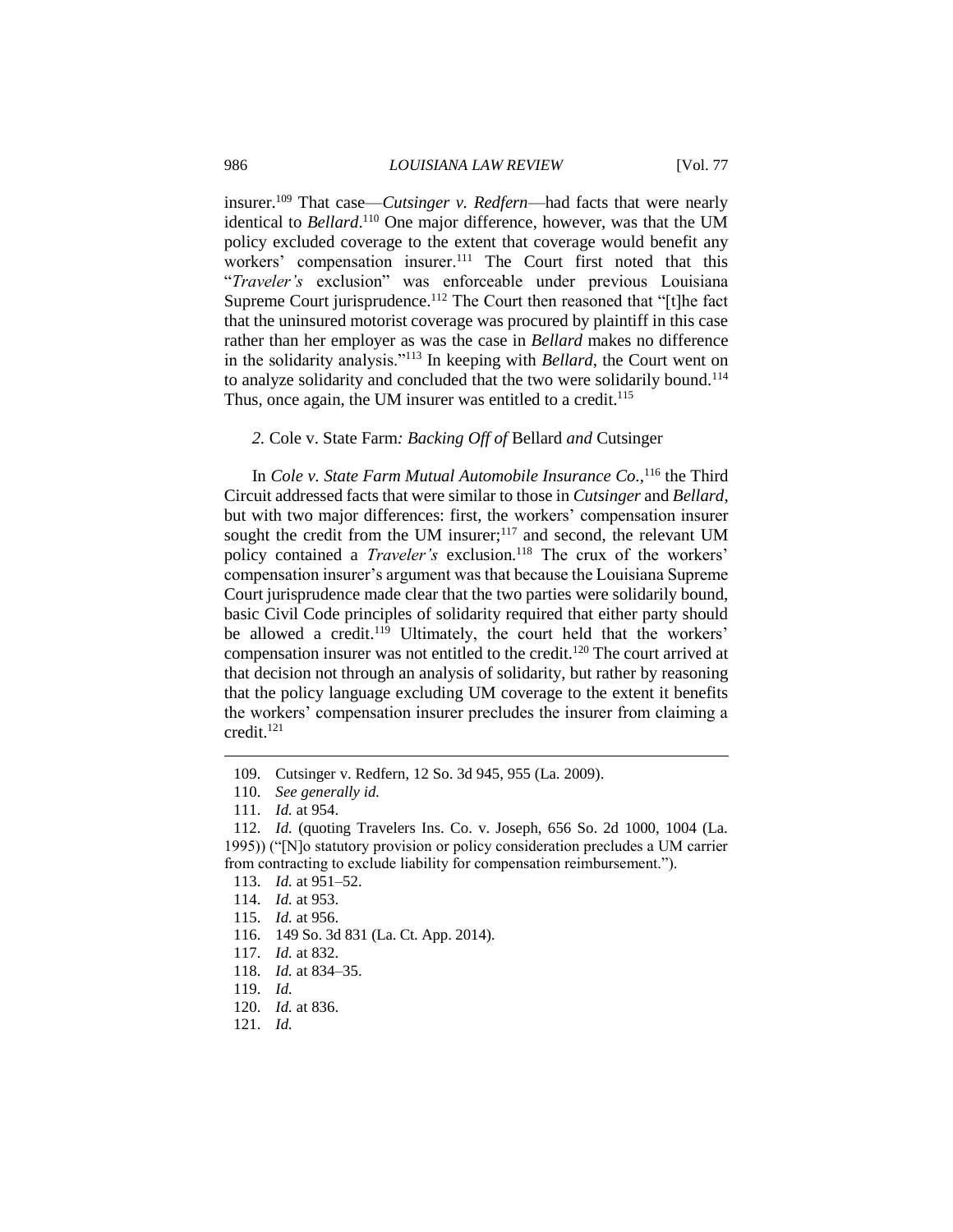insurer.[109] That case—*Cutsinger v. Redfern*—had facts that were nearly identical to *Bellard*.[110] One major difference, however, was that the UM policy excluded coverage to the extent that coverage would benefit any workers' compensation insurer.[111] The Court first noted that this "*Traveler's* exclusion" was enforceable under previous Louisiana Supreme Court jurisprudence.[112] The Court then reasoned that "[t]he fact that the uninsured motorist coverage was procured by plaintiff in this case rather than her employer as was the case in *Bellard* makes no difference in the solidarity analysis."[113] In keeping with *Bellard*, the Court went on to analyze solidarity and concluded that the two were solidarily bound.[114] Thus, once again, the UM insurer was entitled to a credit.[115]

### *2.* Cole v. State Farm*: Backing Off of* Bellard *and* Cutsinger

In *Cole v. State Farm Mutual Automobile Insurance Co.*,[116] the Third Circuit addressed facts that were similar to those in *Cutsinger* and *Bellard*, but with two major differences: first, the workers' compensation insurer sought the credit from the UM insurer;[117] and second, the relevant UM policy contained a *Traveler's* exclusion.[118] The crux of the workers' compensation insurer's argument was that because the Louisiana Supreme Court jurisprudence made clear that the two parties were solidarily bound, basic Civil Code principles of solidarity required that either party should be allowed a credit.[119] Ultimately, the court held that the workers' compensation insurer was not entitled to the credit.[120] The court arrived at that decision not through an analysis of solidarity, but rather by reasoning that the policy language excluding UM coverage to the extent it benefits the workers' compensation insurer precludes the insurer from claiming a credit.[121]

---

109. Cutsinger v. Redfern, 12 So. 3d 945, 955 (La. 2009).

110. *See generally id.*

111. *Id.* at 954.

112. *Id.* (quoting Travelers Ins. Co. v. Joseph, 656 So. 2d 1000, 1004 (La. 1995)) ("[N]o statutory provision or policy consideration precludes a UM carrier from contracting to exclude liability for compensation reimbursement.").

113. *Id.* at 951–52.

114. *Id.* at 953.

115. *Id.* at 956.

116. 149 So. 3d 831 (La. Ct. App. 2014).

117. *Id.* at 832.

118. *Id.* at 834–35.

119. *Id.*

120. *Id.* at 836.

121. *Id.*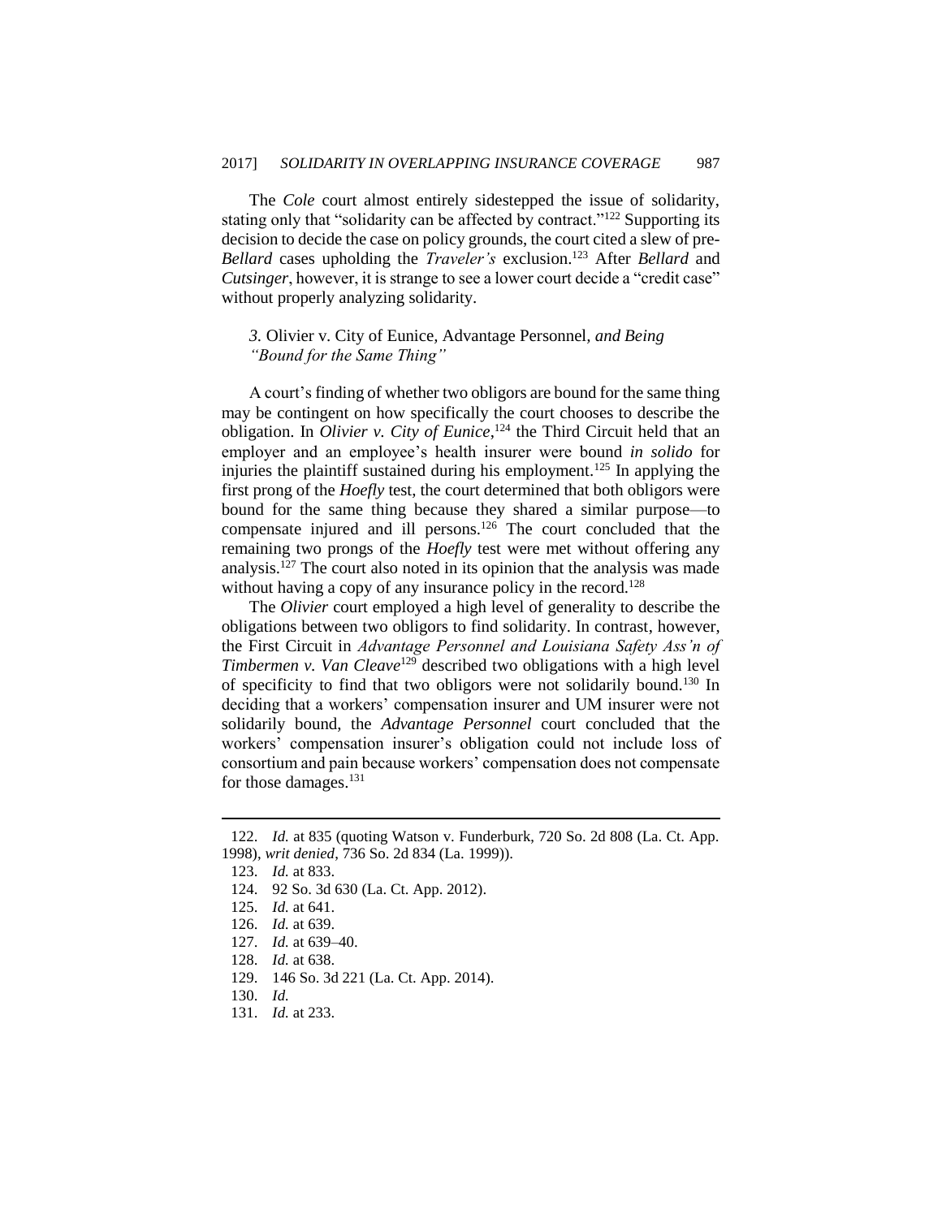The *Cole* court almost entirely sidestepped the issue of solidarity, stating only that "solidarity can be affected by contract."[122] Supporting its decision to decide the case on policy grounds, the court cited a slew of pre-*Bellard* cases upholding the *Traveler's* exclusion.[123] After *Bellard* and *Cutsinger*, however, it is strange to see a lower court decide a "credit case" without properly analyzing solidarity.

### *3.* Olivier v. City of Eunice, Advantage Personnel, *and Being "Bound for the Same Thing"*

A court's finding of whether two obligors are bound for the same thing may be contingent on how specifically the court chooses to describe the obligation. In *Olivier v. City of Eunice*,[124] the Third Circuit held that an employer and an employee's health insurer were bound *in solido* for injuries the plaintiff sustained during his employment.[125] In applying the first prong of the *Hoefly* test, the court determined that both obligors were bound for the same thing because they shared a similar purpose—to compensate injured and ill persons.[126] The court concluded that the remaining two prongs of the *Hoefly* test were met without offering any analysis.[127] The court also noted in its opinion that the analysis was made without having a copy of any insurance policy in the record.[128]

The *Olivier* court employed a high level of generality to describe the obligations between two obligors to find solidarity. In contrast, however, the First Circuit in *Advantage Personnel and Louisiana Safety Ass'n of Timbermen v. Van Cleave*[129] described two obligations with a high level of specificity to find that two obligors were not solidarily bound.[130] In deciding that a workers' compensation insurer and UM insurer were not solidarily bound, the *Advantage Personnel* court concluded that the workers' compensation insurer's obligation could not include loss of consortium and pain because workers' compensation does not compensate for those damages.[131]

---

122. *Id.* at 835 (quoting Watson v. Funderburk, 720 So. 2d 808 (La. Ct. App. 1998), *writ denied*, 736 So. 2d 834 (La. 1999)).
123. *Id.* at 833.
124. 92 So. 3d 630 (La. Ct. App. 2012).
125. *Id.* at 641.
126. *Id.* at 639.
127. *Id.* at 639–40.
128. *Id.* at 638.
129. 146 So. 3d 221 (La. Ct. App. 2014).
130. *Id.*
131. *Id.* at 233.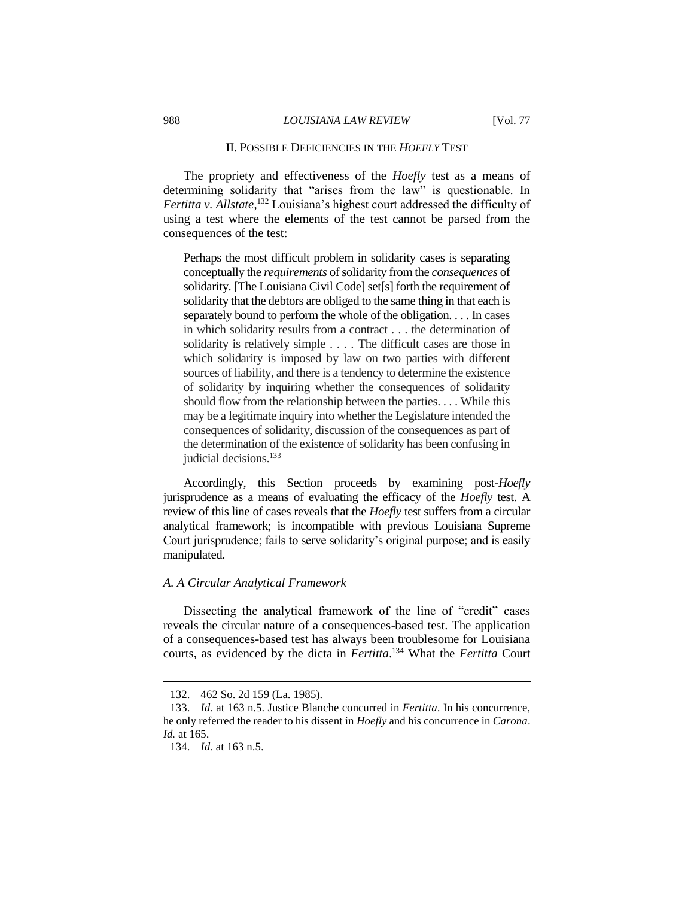## II. POSSIBLE DEFICIENCIES IN THE *HOEFLY* TEST

The propriety and effectiveness of the *Hoefly* test as a means of determining solidarity that "arises from the law" is questionable. In *Fertitta v. Allstate*,[132] Louisiana's highest court addressed the difficulty of using a test where the elements of the test cannot be parsed from the consequences of the test:

> Perhaps the most difficult problem in solidarity cases is separating conceptually the *requirements* of solidarity from the *consequences* of solidarity. [The Louisiana Civil Code] set[s] forth the requirement of solidarity that the debtors are obliged to the same thing in that each is separately bound to perform the whole of the obligation. . . . In cases in which solidarity results from a contract . . . the determination of solidarity is relatively simple . . . . The difficult cases are those in which solidarity is imposed by law on two parties with different sources of liability, and there is a tendency to determine the existence of solidarity by inquiring whether the consequences of solidarity should flow from the relationship between the parties. . . . While this may be a legitimate inquiry into whether the Legislature intended the consequences of solidarity, discussion of the consequences as part of the determination of the existence of solidarity has been confusing in judicial decisions.[133]

Accordingly, this Section proceeds by examining post-*Hoefly* jurisprudence as a means of evaluating the efficacy of the *Hoefly* test. A review of this line of cases reveals that the *Hoefly* test suffers from a circular analytical framework; is incompatible with previous Louisiana Supreme Court jurisprudence; fails to serve solidarity's original purpose; and is easily manipulated.

### *A. A Circular Analytical Framework*

Dissecting the analytical framework of the line of "credit" cases reveals the circular nature of a consequences-based test. The application of a consequences-based test has always been troublesome for Louisiana courts, as evidenced by the dicta in *Fertitta*.[134] What the *Fertitta* Court

---

132. 462 So. 2d 159 (La. 1985).

133. *Id.* at 163 n.5. Justice Blanche concurred in *Fertitta*. In his concurrence, he only referred the reader to his dissent in *Hoefly* and his concurrence in *Carona*. *Id.* at 165.

134. *Id.* at 163 n.5.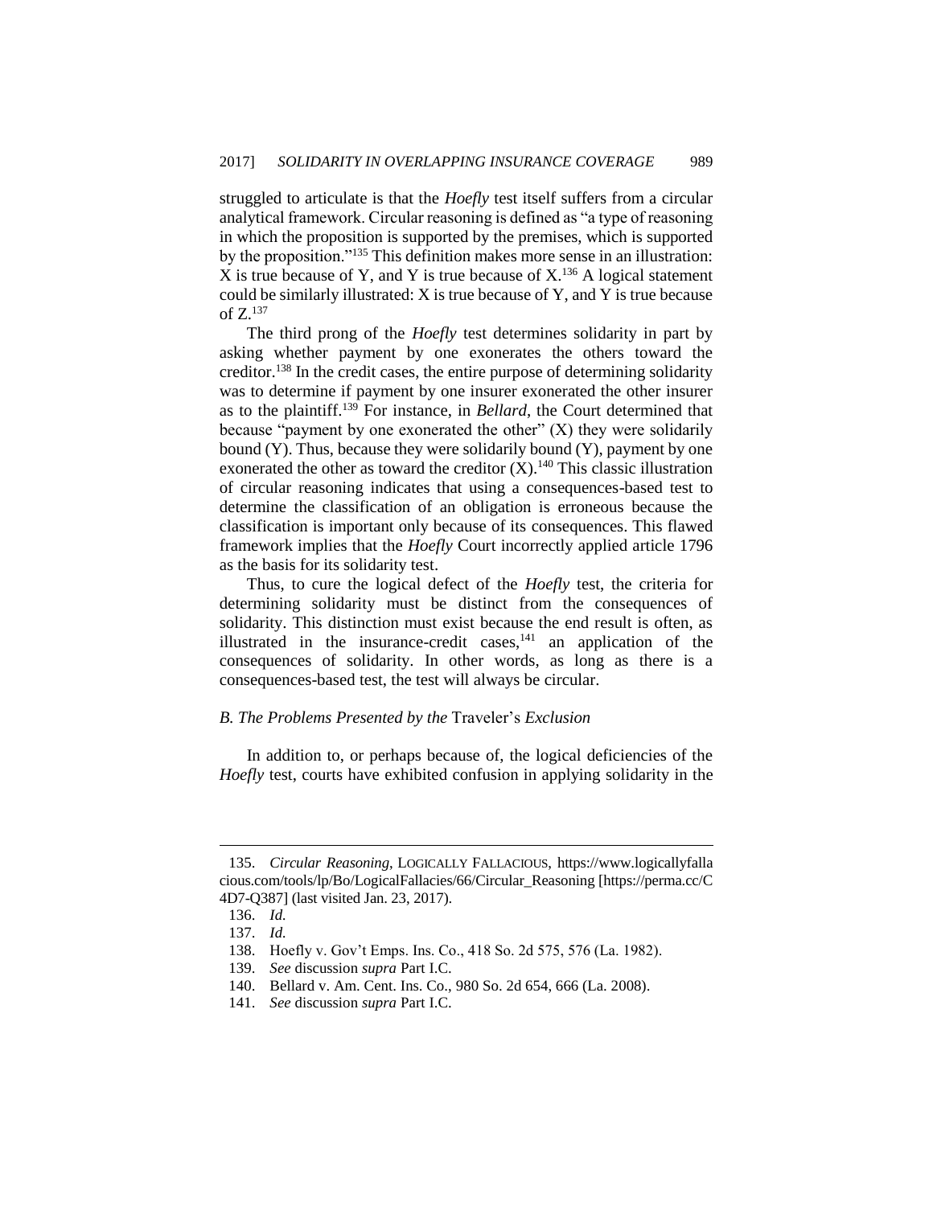struggled to articulate is that the *Hoefly* test itself suffers from a circular analytical framework. Circular reasoning is defined as "a type of reasoning in which the proposition is supported by the premises, which is supported by the proposition."[135] This definition makes more sense in an illustration: X is true because of Y, and Y is true because of X.[136] A logical statement could be similarly illustrated: X is true because of Y, and Y is true because of Z.[137]

The third prong of the *Hoefly* test determines solidarity in part by asking whether payment by one exonerates the others toward the creditor.[138] In the credit cases, the entire purpose of determining solidarity was to determine if payment by one insurer exonerated the other insurer as to the plaintiff.[139] For instance, in *Bellard*, the Court determined that because "payment by one exonerated the other" (X) they were solidarily bound (Y). Thus, because they were solidarily bound (Y), payment by one exonerated the other as toward the creditor (X).[140] This classic illustration of circular reasoning indicates that using a consequences-based test to determine the classification of an obligation is erroneous because the classification is important only because of its consequences. This flawed framework implies that the *Hoefly* Court incorrectly applied article 1796 as the basis for its solidarity test.

Thus, to cure the logical defect of the *Hoefly* test, the criteria for determining solidarity must be distinct from the consequences of solidarity. This distinction must exist because the end result is often, as illustrated in the insurance-credit cases,[141] an application of the consequences of solidarity. In other words, as long as there is a consequences-based test, the test will always be circular.

### *B. The Problems Presented by the* Traveler's *Exclusion*

In addition to, or perhaps because of, the logical deficiencies of the *Hoefly* test, courts have exhibited confusion in applying solidarity in the

---

135. *Circular Reasoning*, LOGICALLY FALLACIOUS, https://www.logicallyfallacious.com/tools/lp/Bo/LogicalFallacies/66/Circular_Reasoning [https://perma.cc/C4D7-Q387] (last visited Jan. 23, 2017).

136. *Id.*

137. *Id.*

138. Hoefly v. Gov't Emps. Ins. Co., 418 So. 2d 575, 576 (La. 1982).

139. *See* discussion *supra* Part I.C.

140. Bellard v. Am. Cent. Ins. Co., 980 So. 2d 654, 666 (La. 2008).

141. *See* discussion *supra* Part I.C.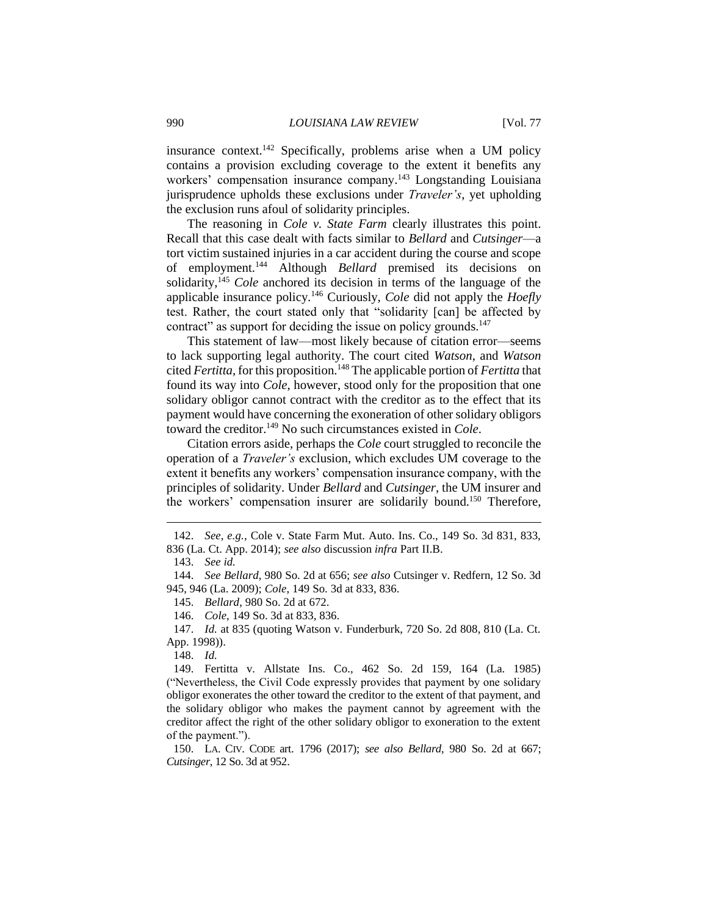insurance context.[142] Specifically, problems arise when a UM policy contains a provision excluding coverage to the extent it benefits any workers' compensation insurance company.[143] Longstanding Louisiana jurisprudence upholds these exclusions under *Traveler's*, yet upholding the exclusion runs afoul of solidarity principles.

The reasoning in *Cole v. State Farm* clearly illustrates this point. Recall that this case dealt with facts similar to *Bellard* and *Cutsinger*—a tort victim sustained injuries in a car accident during the course and scope of employment.[144] Although *Bellard* premised its decisions on solidarity,[145] *Cole* anchored its decision in terms of the language of the applicable insurance policy.[146] Curiously, *Cole* did not apply the *Hoefly* test. Rather, the court stated only that "solidarity [can] be affected by contract" as support for deciding the issue on policy grounds.[147]

This statement of law—most likely because of citation error—seems to lack supporting legal authority. The court cited *Watson*, and *Watson* cited *Fertitta*, for this proposition.[148] The applicable portion of *Fertitta* that found its way into *Cole*, however, stood only for the proposition that one solidary obligor cannot contract with the creditor as to the effect that its payment would have concerning the exoneration of other solidary obligors toward the creditor.[149] No such circumstances existed in *Cole*.

Citation errors aside, perhaps the *Cole* court struggled to reconcile the operation of a *Traveler's* exclusion, which excludes UM coverage to the extent it benefits any workers' compensation insurance company, with the principles of solidarity. Under *Bellard* and *Cutsinger*, the UM insurer and the workers' compensation insurer are solidarily bound.[150] Therefore,

---

142. *See, e.g.*, Cole v. State Farm Mut. Auto. Ins. Co., 149 So. 3d 831, 833, 836 (La. Ct. App. 2014); *see also* discussion *infra* Part II.B.

143. *See id.*

144. *See Bellard*, 980 So. 2d at 656; *see also* Cutsinger v. Redfern, 12 So. 3d 945, 946 (La. 2009); *Cole*, 149 So. 3d at 833, 836.

145. *Bellard*, 980 So. 2d at 672.

146. *Cole*, 149 So. 3d at 833, 836.

147. *Id.* at 835 (quoting Watson v. Funderburk, 720 So. 2d 808, 810 (La. Ct. App. 1998)).

148. *Id.*

149. Fertitta v. Allstate Ins. Co., 462 So. 2d 159, 164 (La. 1985) ("Nevertheless, the Civil Code expressly provides that payment by one solidary obligor exonerates the other toward the creditor to the extent of that payment, and the solidary obligor who makes the payment cannot by agreement with the creditor affect the right of the other solidary obligor to exoneration to the extent of the payment.").

150. LA. CIV. CODE art. 1796 (2017); *see also Bellard*, 980 So. 2d at 667; *Cutsinger*, 12 So. 3d at 952.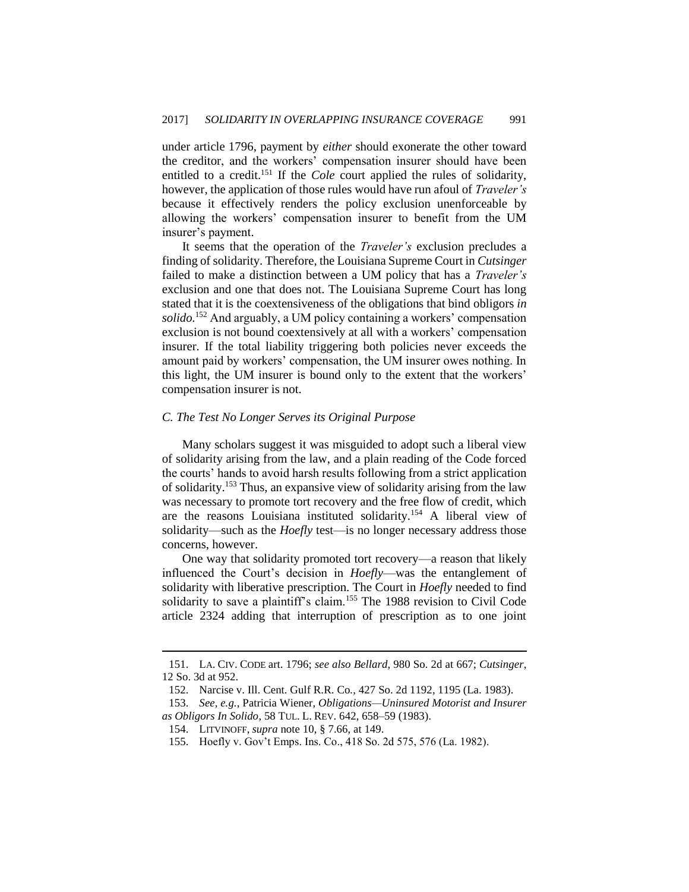under article 1796, payment by *either* should exonerate the other toward the creditor, and the workers' compensation insurer should have been entitled to a credit.[151] If the *Cole* court applied the rules of solidarity, however, the application of those rules would have run afoul of *Traveler's* because it effectively renders the policy exclusion unenforceable by allowing the workers' compensation insurer to benefit from the UM insurer's payment.

It seems that the operation of the *Traveler's* exclusion precludes a finding of solidarity. Therefore, the Louisiana Supreme Court in *Cutsinger* failed to make a distinction between a UM policy that has a *Traveler's* exclusion and one that does not. The Louisiana Supreme Court has long stated that it is the coextensiveness of the obligations that bind obligors *in solido.*[152] And arguably, a UM policy containing a workers' compensation exclusion is not bound coextensively at all with a workers' compensation insurer. If the total liability triggering both policies never exceeds the amount paid by workers' compensation, the UM insurer owes nothing. In this light, the UM insurer is bound only to the extent that the workers' compensation insurer is not.

### *C. The Test No Longer Serves its Original Purpose*

Many scholars suggest it was misguided to adopt such a liberal view of solidarity arising from the law, and a plain reading of the Code forced the courts' hands to avoid harsh results following from a strict application of solidarity.[153] Thus, an expansive view of solidarity arising from the law was necessary to promote tort recovery and the free flow of credit, which are the reasons Louisiana instituted solidarity.[154] A liberal view of solidarity—such as the *Hoefly* test—is no longer necessary address those concerns, however.

One way that solidarity promoted tort recovery—a reason that likely influenced the Court's decision in *Hoefly*—was the entanglement of solidarity with liberative prescription. The Court in *Hoefly* needed to find solidarity to save a plaintiff's claim.[155] The 1988 revision to Civil Code article 2324 adding that interruption of prescription as to one joint

---

151. LA. CIV. CODE art. 1796; *see also Bellard*, 980 So. 2d at 667; *Cutsinger*, 12 So. 3d at 952.

152. Narcise v. Ill. Cent. Gulf R.R. Co., 427 So. 2d 1192, 1195 (La. 1983).

153. *See, e.g.*, Patricia Wiener, *Obligations—Uninsured Motorist and Insurer as Obligors In Solido*, 58 TUL. L. REV. 642, 658–59 (1983).

154. LITVINOFF, *supra* note 10, § 7.66, at 149.

155. Hoefly v. Gov't Emps. Ins. Co., 418 So. 2d 575, 576 (La. 1982).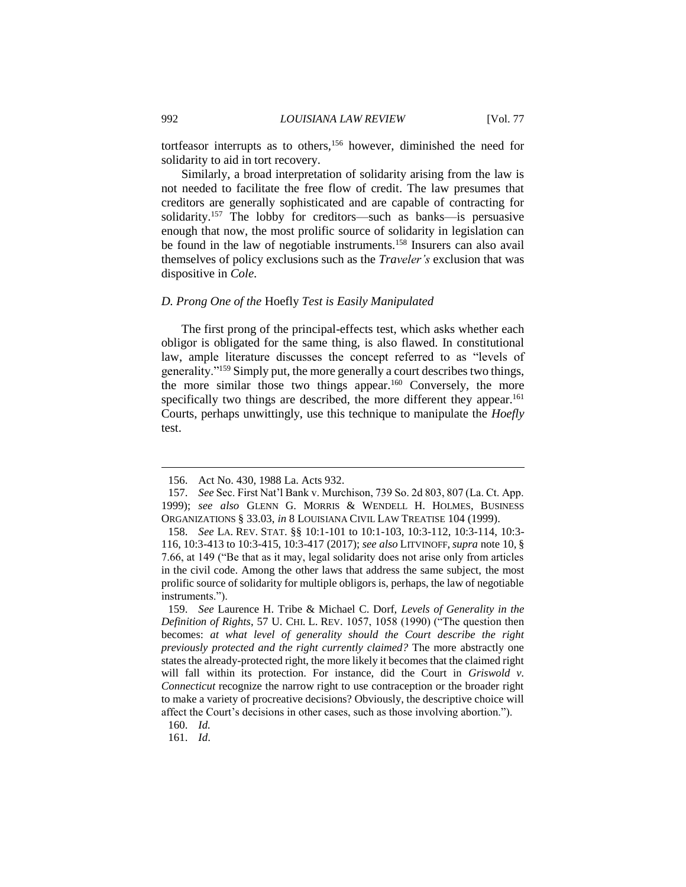tortfeasor interrupts as to others,[156] however, diminished the need for solidarity to aid in tort recovery.

Similarly, a broad interpretation of solidarity arising from the law is not needed to facilitate the free flow of credit. The law presumes that creditors are generally sophisticated and are capable of contracting for solidarity.[157] The lobby for creditors—such as banks—is persuasive enough that now, the most prolific source of solidarity in legislation can be found in the law of negotiable instruments.[158] Insurers can also avail themselves of policy exclusions such as the *Traveler's* exclusion that was dispositive in *Cole*.

### *D. Prong One of the* Hoefly *Test is Easily Manipulated*

The first prong of the principal-effects test, which asks whether each obligor is obligated for the same thing, is also flawed. In constitutional law, ample literature discusses the concept referred to as "levels of generality."[159] Simply put, the more generally a court describes two things, the more similar those two things appear.[160] Conversely, the more specifically two things are described, the more different they appear.[161] Courts, perhaps unwittingly, use this technique to manipulate the *Hoefly* test.

---

156. Act No. 430, 1988 La. Acts 932.

157. *See* Sec. First Nat'l Bank v. Murchison, 739 So. 2d 803, 807 (La. Ct. App. 1999); *see also* GLENN G. MORRIS & WENDELL H. HOLMES, BUSINESS ORGANIZATIONS § 33.03, *in* 8 LOUISIANA CIVIL LAW TREATISE 104 (1999).

158. *See* LA. REV. STAT. §§ 10:1-101 to 10:1-103, 10:3-112, 10:3-114, 10:3-116, 10:3-413 to 10:3-415, 10:3-417 (2017); *see also* LITVINOFF, *supra* note 10, § 7.66, at 149 ("Be that as it may, legal solidarity does not arise only from articles in the civil code. Among the other laws that address the same subject, the most prolific source of solidarity for multiple obligors is, perhaps, the law of negotiable instruments.").

159. *See* Laurence H. Tribe & Michael C. Dorf, *Levels of Generality in the Definition of Rights*, 57 U. CHI. L. REV. 1057, 1058 (1990) ("The question then becomes: *at what level of generality should the Court describe the right previously protected and the right currently claimed?* The more abstractly one states the already-protected right, the more likely it becomes that the claimed right will fall within its protection. For instance, did the Court in *Griswold v. Connecticut* recognize the narrow right to use contraception or the broader right to make a variety of procreative decisions? Obviously, the descriptive choice will affect the Court's decisions in other cases, such as those involving abortion.").

160. *Id.*

161. *Id.*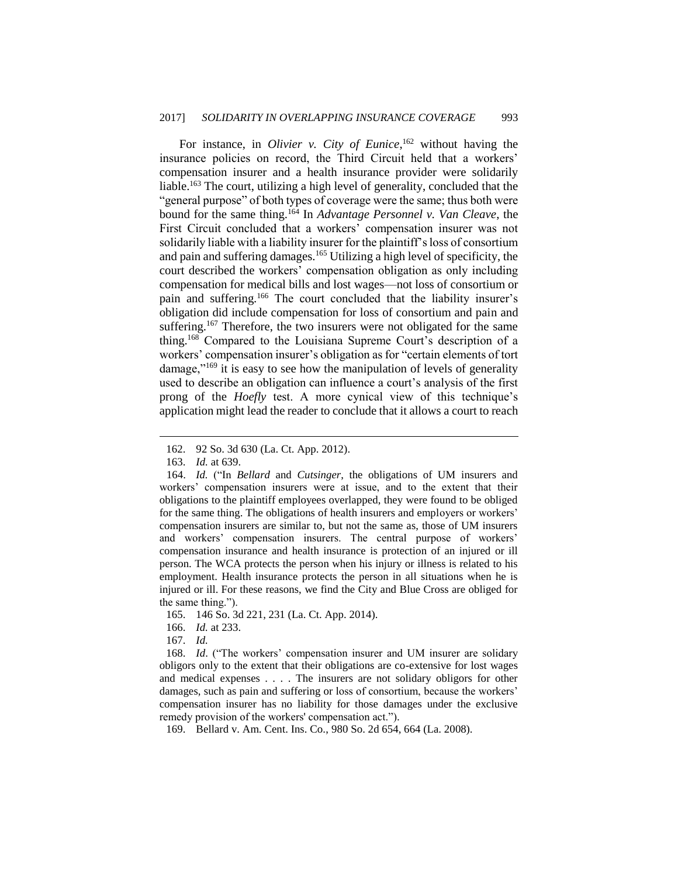For instance, in *Olivier v. City of Eunice*,[162] without having the insurance policies on record, the Third Circuit held that a workers' compensation insurer and a health insurance provider were solidarily liable.[163] The court, utilizing a high level of generality, concluded that the "general purpose" of both types of coverage were the same; thus both were bound for the same thing.[164] In *Advantage Personnel v. Van Cleave*, the First Circuit concluded that a workers' compensation insurer was not solidarily liable with a liability insurer for the plaintiff's loss of consortium and pain and suffering damages.[165] Utilizing a high level of specificity, the court described the workers' compensation obligation as only including compensation for medical bills and lost wages—not loss of consortium or pain and suffering.[166] The court concluded that the liability insurer's obligation did include compensation for loss of consortium and pain and suffering.[167] Therefore, the two insurers were not obligated for the same thing.[168] Compared to the Louisiana Supreme Court's description of a workers' compensation insurer's obligation as for "certain elements of tort damage,"[169] it is easy to see how the manipulation of levels of generality used to describe an obligation can influence a court's analysis of the first prong of the *Hoefly* test. A more cynical view of this technique's application might lead the reader to conclude that it allows a court to reach

---

162. 92 So. 3d 630 (La. Ct. App. 2012).

163. *Id.* at 639.

164. *Id.* ("In *Bellard* and *Cutsinger*, the obligations of UM insurers and workers' compensation insurers were at issue, and to the extent that their obligations to the plaintiff employees overlapped, they were found to be obliged for the same thing. The obligations of health insurers and employers or workers' compensation insurers are similar to, but not the same as, those of UM insurers and workers' compensation insurers. The central purpose of workers' compensation insurance and health insurance is protection of an injured or ill person. The WCA protects the person when his injury or illness is related to his employment. Health insurance protects the person in all situations when he is injured or ill. For these reasons, we find the City and Blue Cross are obliged for the same thing.").

165. 146 So. 3d 221, 231 (La. Ct. App. 2014).

166. *Id.* at 233.

167. *Id.*

168. *Id*. ("The workers' compensation insurer and UM insurer are solidary obligors only to the extent that their obligations are co-extensive for lost wages and medical expenses . . . . The insurers are not solidary obligors for other damages, such as pain and suffering or loss of consortium, because the workers' compensation insurer has no liability for those damages under the exclusive remedy provision of the workers' compensation act.").

169. Bellard v. Am. Cent. Ins. Co., 980 So. 2d 654, 664 (La. 2008).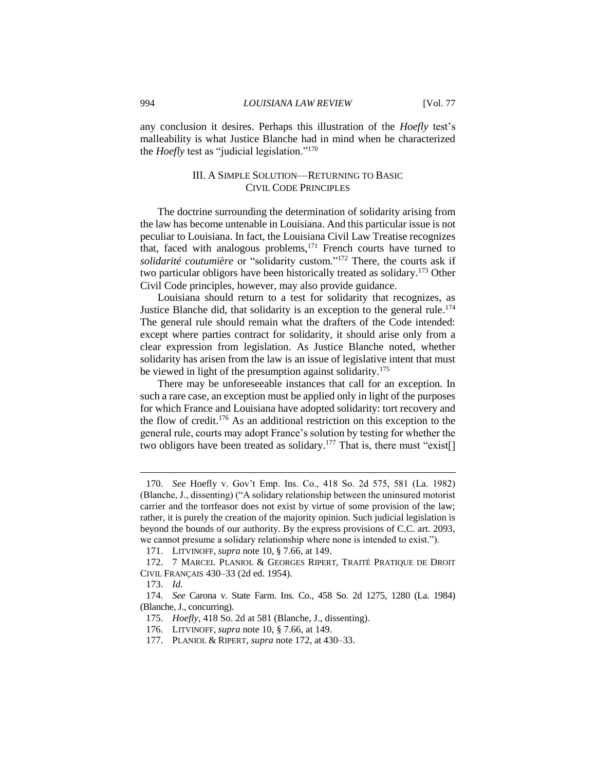any conclusion it desires. Perhaps this illustration of the *Hoefly* test's malleability is what Justice Blanche had in mind when he characterized the *Hoefly* test as "judicial legislation."[170]

## III. A Simple Solution—Returning to Basic Civil Code Principles

The doctrine surrounding the determination of solidarity arising from the law has become untenable in Louisiana. And this particular issue is not peculiar to Louisiana. In fact, the Louisiana Civil Law Treatise recognizes that, faced with analogous problems,[171] French courts have turned to *solidarité coutumière* or "solidarity custom."[172] There, the courts ask if two particular obligors have been historically treated as solidary.[173] Other Civil Code principles, however, may also provide guidance.

Louisiana should return to a test for solidarity that recognizes, as Justice Blanche did, that solidarity is an exception to the general rule.[174] The general rule should remain what the drafters of the Code intended: except where parties contract for solidarity, it should arise only from a clear expression from legislation. As Justice Blanche noted, whether solidarity has arisen from the law is an issue of legislative intent that must be viewed in light of the presumption against solidarity.[175]

There may be unforeseeable instances that call for an exception. In such a rare case, an exception must be applied only in light of the purposes for which France and Louisiana have adopted solidarity: tort recovery and the flow of credit.[176] As an additional restriction on this exception to the general rule, courts may adopt France's solution by testing for whether the two obligors have been treated as solidary.[177] That is, there must "exist[]

---

170. *See* Hoefly v. Gov't Emp. Ins. Co., 418 So. 2d 575, 581 (La. 1982) (Blanche, J., dissenting) ("A solidary relationship between the uninsured motorist carrier and the tortfeasor does not exist by virtue of some provision of the law; rather, it is purely the creation of the majority opinion. Such judicial legislation is beyond the bounds of our authority. By the express provisions of C.C. art. 2093, we cannot presume a solidary relationship where none is intended to exist.").

171. LITVINOFF, *supra* note 10, § 7.66, at 149.

172. 7 MARCEL PLANIOL & GEORGES RIPERT, TRAITÉ PRATIQUE DE DROIT CIVIL FRANÇAIS 430–33 (2d ed. 1954).

173. *Id.*

174. *See* Carona v. State Farm. Ins. Co., 458 So. 2d 1275, 1280 (La. 1984) (Blanche, J., concurring).

175. *Hoefly*, 418 So. 2d at 581 (Blanche, J., dissenting).

176. LITVINOFF, *supra* note 10, § 7.66, at 149.

177. PLANIOL & RIPERT, *supra* note 172, at 430–33.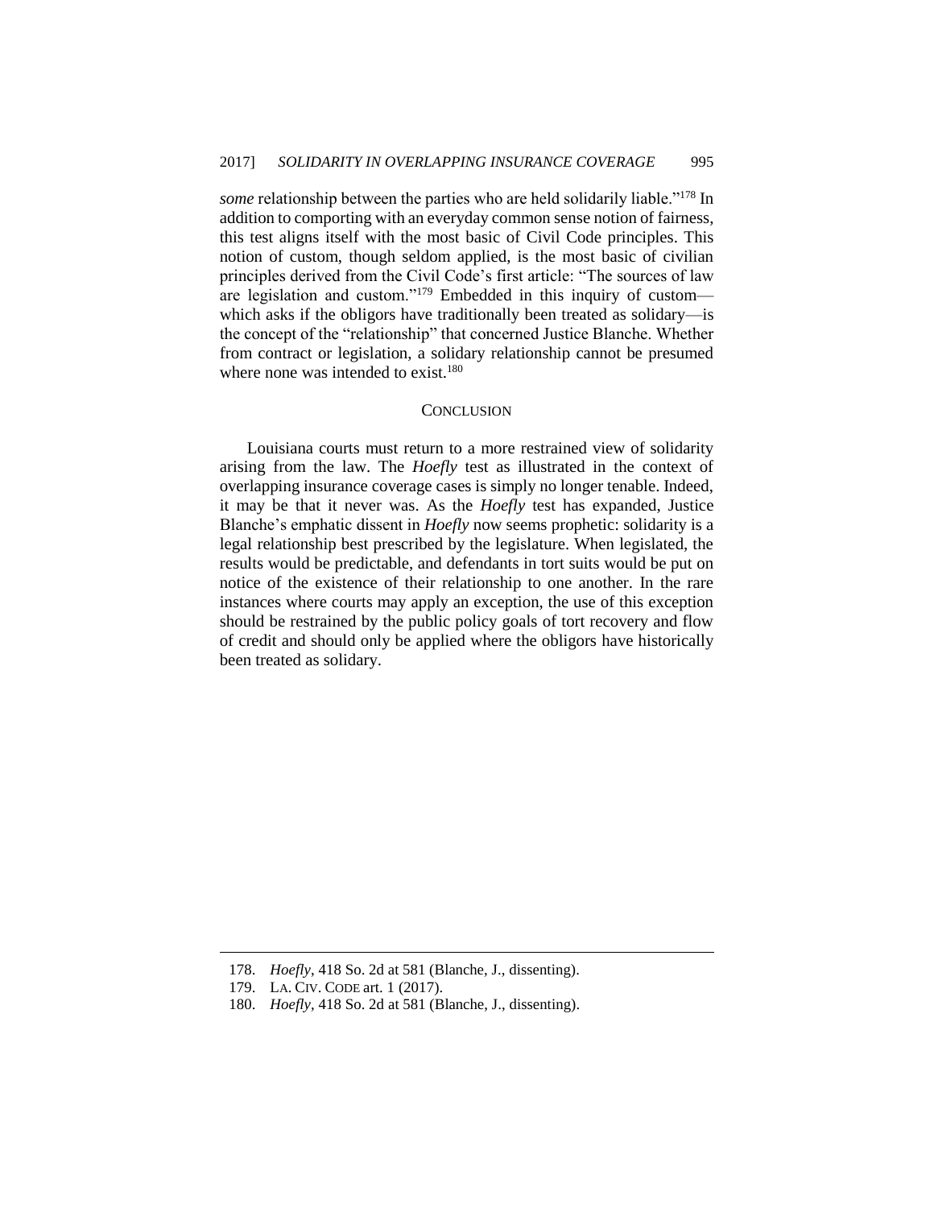*some* relationship between the parties who are held solidarily liable."[178] In addition to comporting with an everyday common sense notion of fairness, this test aligns itself with the most basic of Civil Code principles. This notion of custom, though seldom applied, is the most basic of civilian principles derived from the Civil Code's first article: "The sources of law are legislation and custom."[179] Embedded in this inquiry of custom—which asks if the obligors have traditionally been treated as solidary—is the concept of the "relationship" that concerned Justice Blanche. Whether from contract or legislation, a solidary relationship cannot be presumed where none was intended to exist.[180]

## CONCLUSION

Louisiana courts must return to a more restrained view of solidarity arising from the law. The *Hoefly* test as illustrated in the context of overlapping insurance coverage cases is simply no longer tenable. Indeed, it may be that it never was. As the *Hoefly* test has expanded, Justice Blanche's emphatic dissent in *Hoefly* now seems prophetic: solidarity is a legal relationship best prescribed by the legislature. When legislated, the results would be predictable, and defendants in tort suits would be put on notice of the existence of their relationship to one another. In the rare instances where courts may apply an exception, the use of this exception should be restrained by the public policy goals of tort recovery and flow of credit and should only be applied where the obligors have historically been treated as solidary.

---

178. *Hoefly*, 418 So. 2d at 581 (Blanche, J., dissenting).

179. LA. CIV. CODE art. 1 (2017).

180. *Hoefly*, 418 So. 2d at 581 (Blanche, J., dissenting).